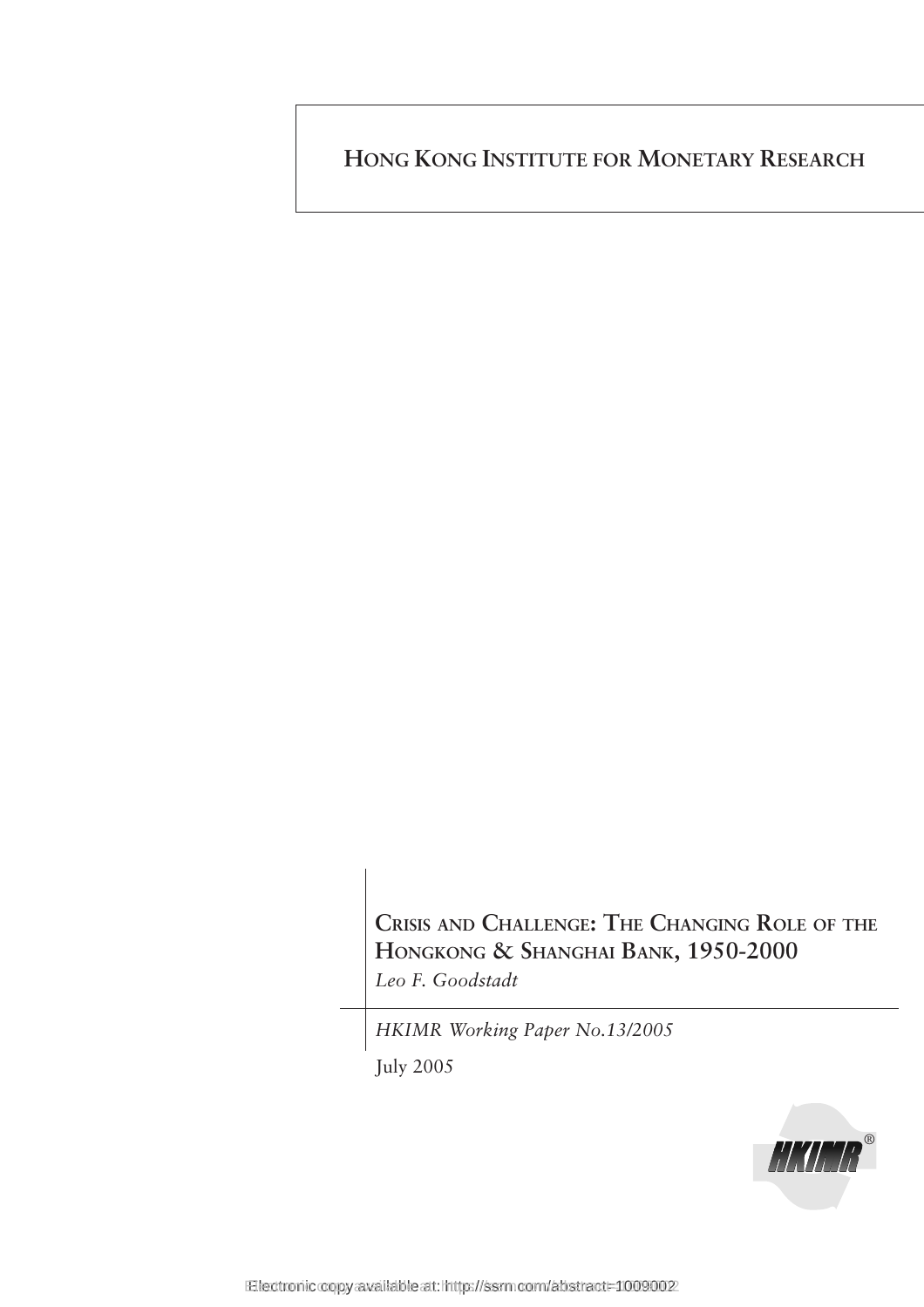# Hong Kong Institute for Monetary Research

## Crisis and Challenge: The Changing Role of the Hongkong & Shanghai Bank, 1950-2000

*Leo F. Goodstadt*

*HKIMR Working Paper No.13/2005*

July 2005

Electronic copy available at: http://ssrn.com/abstract=1009002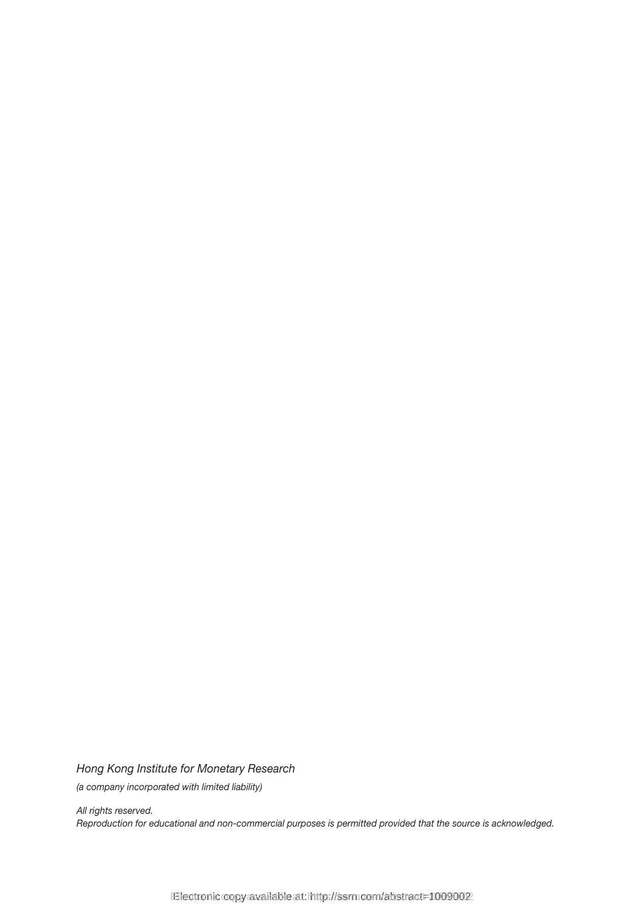*Hong Kong Institute for Monetary Research*

*(a company incorporated with limited liability)*

*All rights reserved.*
*Reproduction for educational and non-commercial purposes is permitted provided that the source is acknowledged.*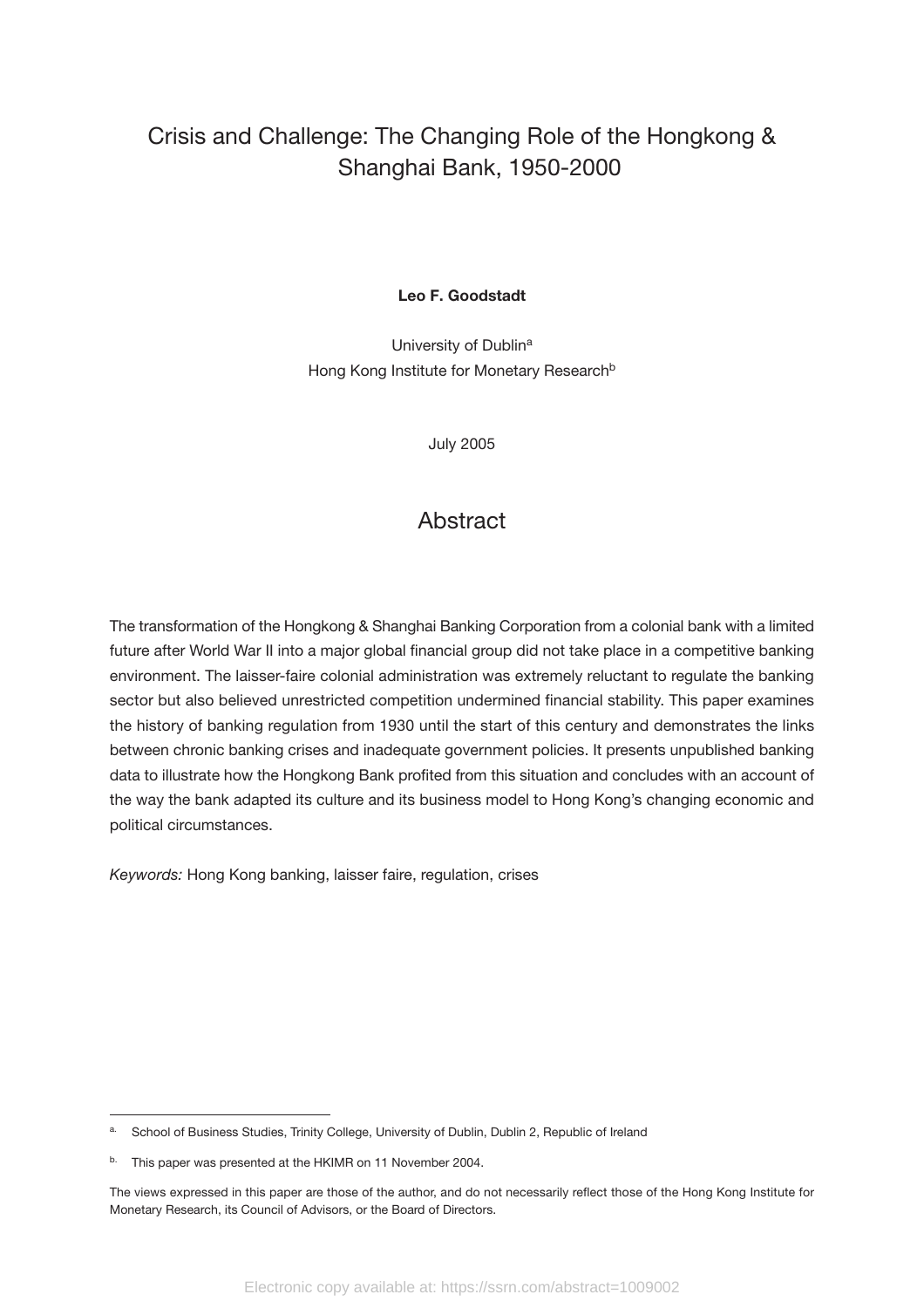# Crisis and Challenge: The Changing Role of the Hongkong & Shanghai Bank, 1950-2000

**Leo F. Goodstadt**

University of Dublin[a]
Hong Kong Institute for Monetary Research[b]

July 2005

## Abstract

The transformation of the Hongkong & Shanghai Banking Corporation from a colonial bank with a limited future after World War II into a major global financial group did not take place in a competitive banking environment. The laisser-faire colonial administration was extremely reluctant to regulate the banking sector but also believed unrestricted competition undermined financial stability. This paper examines the history of banking regulation from 1930 until the start of this century and demonstrates the links between chronic banking crises and inadequate government policies. It presents unpublished banking data to illustrate how the Hongkong Bank profited from this situation and concludes with an account of the way the bank adapted its culture and its business model to Hong Kong's changing economic and political circumstances.

*Keywords:* Hong Kong banking, laisser faire, regulation, crises

---

[a] School of Business Studies, Trinity College, University of Dublin, Dublin 2, Republic of Ireland

[b] This paper was presented at the HKIMR on 11 November 2004.

The views expressed in this paper are those of the author, and do not necessarily reflect those of the Hong Kong Institute for Monetary Research, its Council of Advisors, or the Board of Directors.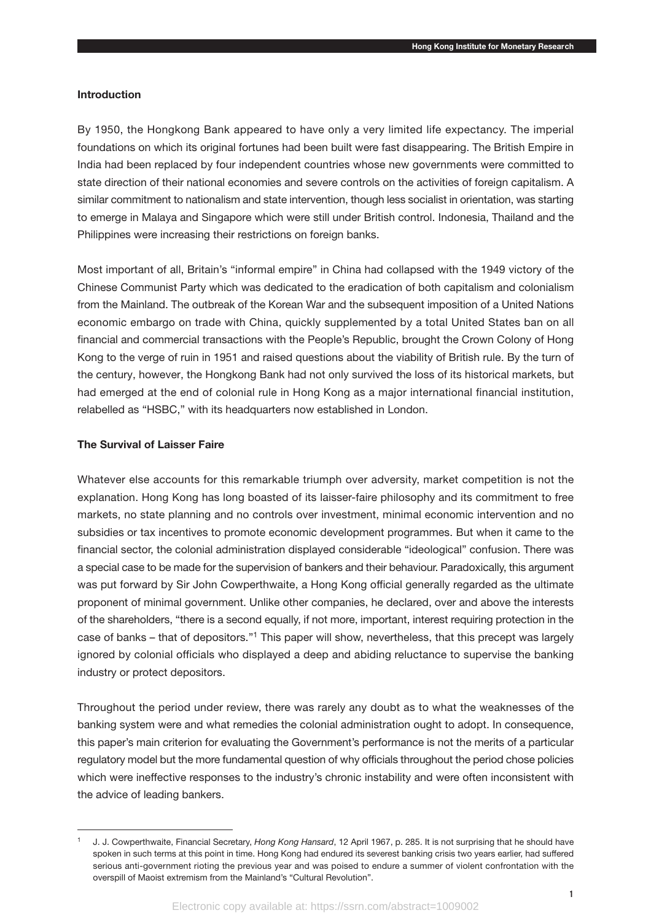## Introduction

By 1950, the Hongkong Bank appeared to have only a very limited life expectancy. The imperial foundations on which its original fortunes had been built were fast disappearing. The British Empire in India had been replaced by four independent countries whose new governments were committed to state direction of their national economies and severe controls on the activities of foreign capitalism. A similar commitment to nationalism and state intervention, though less socialist in orientation, was starting to emerge in Malaya and Singapore which were still under British control. Indonesia, Thailand and the Philippines were increasing their restrictions on foreign banks.

Most important of all, Britain's "informal empire" in China had collapsed with the 1949 victory of the Chinese Communist Party which was dedicated to the eradication of both capitalism and colonialism from the Mainland. The outbreak of the Korean War and the subsequent imposition of a United Nations economic embargo on trade with China, quickly supplemented by a total United States ban on all financial and commercial transactions with the People's Republic, brought the Crown Colony of Hong Kong to the verge of ruin in 1951 and raised questions about the viability of British rule. By the turn of the century, however, the Hongkong Bank had not only survived the loss of its historical markets, but had emerged at the end of colonial rule in Hong Kong as a major international financial institution, relabelled as "HSBC," with its headquarters now established in London.

## The Survival of Laisser Faire

Whatever else accounts for this remarkable triumph over adversity, market competition is not the explanation. Hong Kong has long boasted of its laisser-faire philosophy and its commitment to free markets, no state planning and no controls over investment, minimal economic intervention and no subsidies or tax incentives to promote economic development programmes. But when it came to the financial sector, the colonial administration displayed considerable "ideological" confusion. There was a special case to be made for the supervision of bankers and their behaviour. Paradoxically, this argument was put forward by Sir John Cowperthwaite, a Hong Kong official generally regarded as the ultimate proponent of minimal government. Unlike other companies, he declared, over and above the interests of the shareholders, "there is a second equally, if not more, important, interest requiring protection in the case of banks – that of depositors."[1] This paper will show, nevertheless, that this precept was largely ignored by colonial officials who displayed a deep and abiding reluctance to supervise the banking industry or protect depositors.

Throughout the period under review, there was rarely any doubt as to what the weaknesses of the banking system were and what remedies the colonial administration ought to adopt. In consequence, this paper's main criterion for evaluating the Government's performance is not the merits of a particular regulatory model but the more fundamental question of why officials throughout the period chose policies which were ineffective responses to the industry's chronic instability and were often inconsistent with the advice of leading bankers.

---

[1] J. J. Cowperthwaite, Financial Secretary, *Hong Kong Hansard*, 12 April 1967, p. 285. It is not surprising that he should have spoken in such terms at this point in time. Hong Kong had endured its severest banking crisis two years earlier, had suffered serious anti-government rioting the previous year and was poised to endure a summer of violent confrontation with the overspill of Maoist extremism from the Mainland's "Cultural Revolution".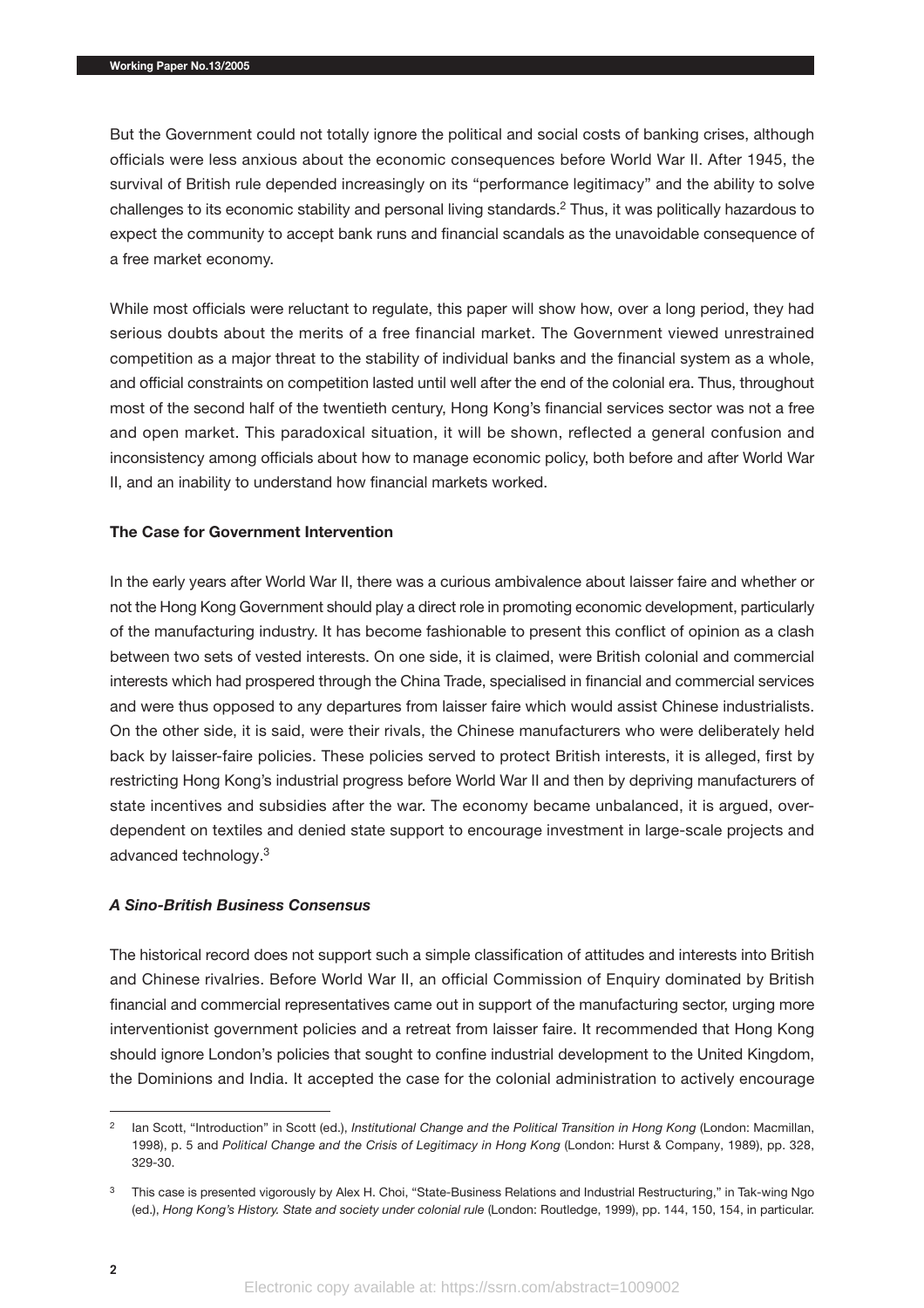But the Government could not totally ignore the political and social costs of banking crises, although officials were less anxious about the economic consequences before World War II. After 1945, the survival of British rule depended increasingly on its "performance legitimacy" and the ability to solve challenges to its economic stability and personal living standards.[2] Thus, it was politically hazardous to expect the community to accept bank runs and financial scandals as the unavoidable consequence of a free market economy.

While most officials were reluctant to regulate, this paper will show how, over a long period, they had serious doubts about the merits of a free financial market. The Government viewed unrestrained competition as a major threat to the stability of individual banks and the financial system as a whole, and official constraints on competition lasted until well after the end of the colonial era. Thus, throughout most of the second half of the twentieth century, Hong Kong's financial services sector was not a free and open market. This paradoxical situation, it will be shown, reflected a general confusion and inconsistency among officials about how to manage economic policy, both before and after World War II, and an inability to understand how financial markets worked.

### The Case for Government Intervention

In the early years after World War II, there was a curious ambivalence about laisser faire and whether or not the Hong Kong Government should play a direct role in promoting economic development, particularly of the manufacturing industry. It has become fashionable to present this conflict of opinion as a clash between two sets of vested interests. On one side, it is claimed, were British colonial and commercial interests which had prospered through the China Trade, specialised in financial and commercial services and were thus opposed to any departures from laisser faire which would assist Chinese industrialists. On the other side, it is said, were their rivals, the Chinese manufacturers who were deliberately held back by laisser-faire policies. These policies served to protect British interests, it is alleged, first by restricting Hong Kong's industrial progress before World War II and then by depriving manufacturers of state incentives and subsidies after the war. The economy became unbalanced, it is argued, over-dependent on textiles and denied state support to encourage investment in large-scale projects and advanced technology.[3]

#### *A Sino-British Business Consensus*

The historical record does not support such a simple classification of attitudes and interests into British and Chinese rivalries. Before World War II, an official Commission of Enquiry dominated by British financial and commercial representatives came out in support of the manufacturing sector, urging more interventionist government policies and a retreat from laisser faire. It recommended that Hong Kong should ignore London's policies that sought to confine industrial development to the United Kingdom, the Dominions and India. It accepted the case for the colonial administration to actively encourage

---

[2] Ian Scott, "Introduction" in Scott (ed.), *Institutional Change and the Political Transition in Hong Kong* (London: Macmillan, 1998), p. 5 and *Political Change and the Crisis of Legitimacy in Hong Kong* (London: Hurst & Company, 1989), pp. 328, 329-30.

[3] This case is presented vigorously by Alex H. Choi, "State-Business Relations and Industrial Restructuring," in Tak-wing Ngo (ed.), *Hong Kong's History. State and society under colonial rule* (London: Routledge, 1999), pp. 144, 150, 154, in particular.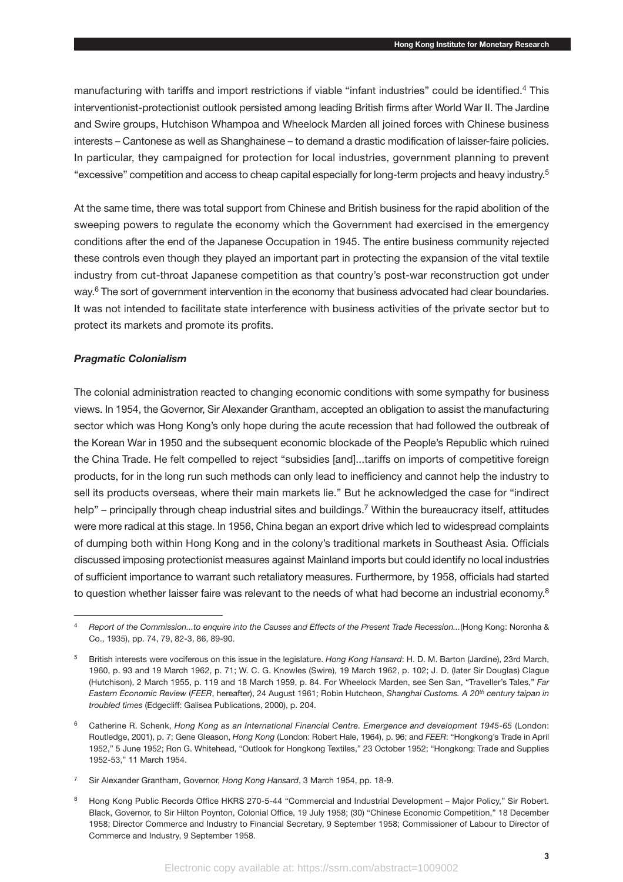manufacturing with tariffs and import restrictions if viable "infant industries" could be identified.[4] This interventionist-protectionist outlook persisted among leading British firms after World War II. The Jardine and Swire groups, Hutchison Whampoa and Wheelock Marden all joined forces with Chinese business interests – Cantonese as well as Shanghainese – to demand a drastic modification of laisser-faire policies. In particular, they campaigned for protection for local industries, government planning to prevent "excessive" competition and access to cheap capital especially for long-term projects and heavy industry.[5]

At the same time, there was total support from Chinese and British business for the rapid abolition of the sweeping powers to regulate the economy which the Government had exercised in the emergency conditions after the end of the Japanese Occupation in 1945. The entire business community rejected these controls even though they played an important part in protecting the expansion of the vital textile industry from cut-throat Japanese competition as that country's post-war reconstruction got under way.[6] The sort of government intervention in the economy that business advocated had clear boundaries. It was not intended to facilitate state interference with business activities of the private sector but to protect its markets and promote its profits.

### *Pragmatic Colonialism*

The colonial administration reacted to changing economic conditions with some sympathy for business views. In 1954, the Governor, Sir Alexander Grantham, accepted an obligation to assist the manufacturing sector which was Hong Kong's only hope during the acute recession that had followed the outbreak of the Korean War in 1950 and the subsequent economic blockade of the People's Republic which ruined the China Trade. He felt compelled to reject "subsidies [and]...tariffs on imports of competitive foreign products, for in the long run such methods can only lead to inefficiency and cannot help the industry to sell its products overseas, where their main markets lie." But he acknowledged the case for "indirect help" – principally through cheap industrial sites and buildings.[7] Within the bureaucracy itself, attitudes were more radical at this stage. In 1956, China began an export drive which led to widespread complaints of dumping both within Hong Kong and in the colony's traditional markets in Southeast Asia. Officials discussed imposing protectionist measures against Mainland imports but could identify no local industries of sufficient importance to warrant such retaliatory measures. Furthermore, by 1958, officials had started to question whether laisser faire was relevant to the needs of what had become an industrial economy.[8]

---

[4] *Report of the Commission...to enquire into the Causes and Effects of the Present Trade Recession...*(Hong Kong: Noronha & Co., 1935), pp. 74, 79, 82-3, 86, 89-90.

[5] British interests were vociferous on this issue in the legislature. *Hong Kong Hansard*: H. D. M. Barton (Jardine), 23rd March, 1960, p. 93 and 19 March 1962, p. 71; W. C. G. Knowles (Swire), 19 March 1962, p. 102; J. D. (later Sir Douglas) Clague (Hutchison), 2 March 1955, p. 119 and 18 March 1959, p. 84. For Wheelock Marden, see Sen San, "Traveller's Tales," *Far Eastern Economic Review* (*FEER*, hereafter), 24 August 1961; Robin Hutcheon, *Shanghai Customs. A 20th century taipan in troubled times* (Edgecliff: Galisea Publications, 2000), p. 204.

[6] Catherine R. Schenk, *Hong Kong as an International Financial Centre. Emergence and development 1945-65* (London: Routledge, 2001), p. 7; Gene Gleason, *Hong Kong* (London: Robert Hale, 1964), p. 96; and *FEER*: "Hongkong's Trade in April 1952," 5 June 1952; Ron G. Whitehead, "Outlook for Hongkong Textiles," 23 October 1952; "Hongkong: Trade and Supplies 1952-53," 11 March 1954.

[7] Sir Alexander Grantham, Governor, *Hong Kong Hansard*, 3 March 1954, pp. 18-9.

[8] Hong Kong Public Records Office HKRS 270-5-44 "Commercial and Industrial Development – Major Policy," Sir Robert. Black, Governor, to Sir Hilton Poynton, Colonial Office, 19 July 1958; (30) "Chinese Economic Competition," 18 December 1958; Director Commerce and Industry to Financial Secretary, 9 September 1958; Commissioner of Labour to Director of Commerce and Industry, 9 September 1958.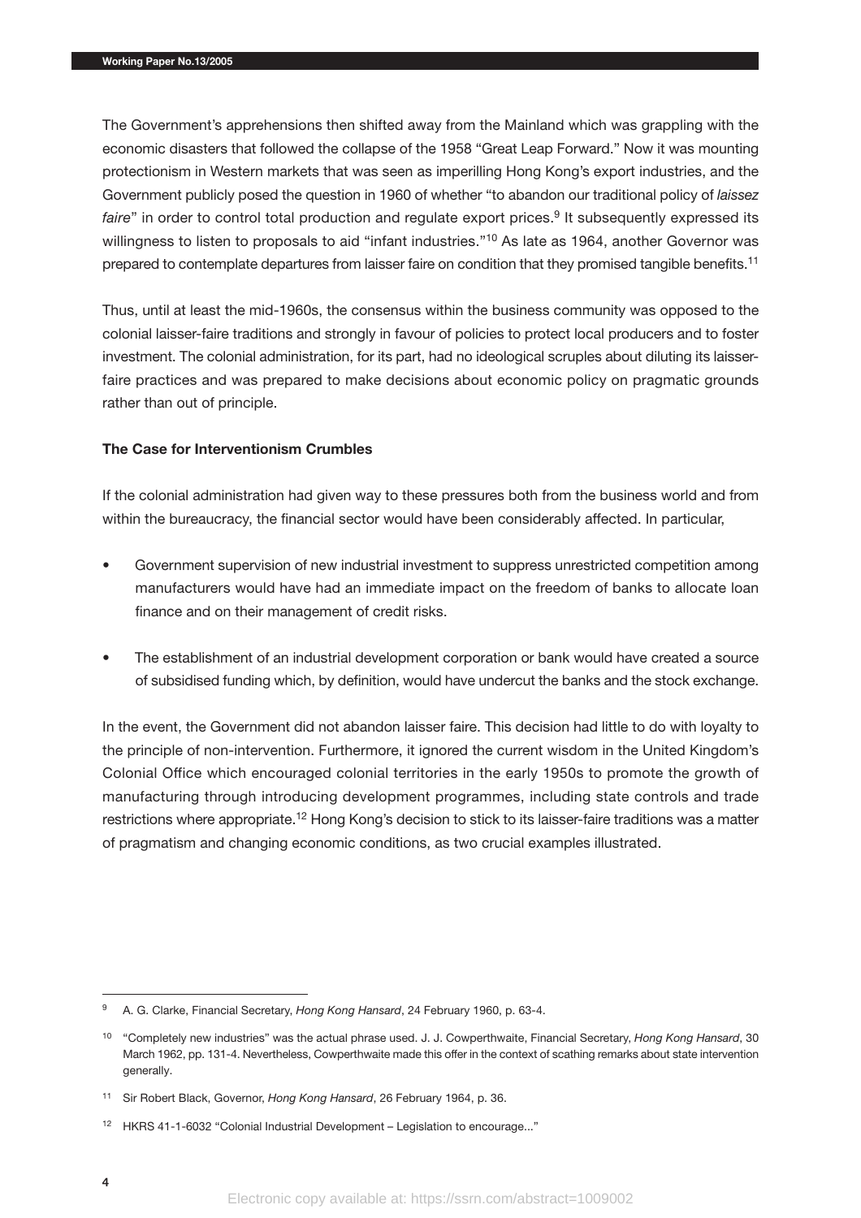The Government's apprehensions then shifted away from the Mainland which was grappling with the economic disasters that followed the collapse of the 1958 "Great Leap Forward." Now it was mounting protectionism in Western markets that was seen as imperilling Hong Kong's export industries, and the Government publicly posed the question in 1960 of whether "to abandon our traditional policy of *laissez faire*" in order to control total production and regulate export prices.[9] It subsequently expressed its willingness to listen to proposals to aid "infant industries."[10] As late as 1964, another Governor was prepared to contemplate departures from laisser faire on condition that they promised tangible benefits.[11]

Thus, until at least the mid-1960s, the consensus within the business community was opposed to the colonial laisser-faire traditions and strongly in favour of policies to protect local producers and to foster investment. The colonial administration, for its part, had no ideological scruples about diluting its laisser-faire practices and was prepared to make decisions about economic policy on pragmatic grounds rather than out of principle.

### The Case for Interventionism Crumbles

If the colonial administration had given way to these pressures both from the business world and from within the bureaucracy, the financial sector would have been considerably affected. In particular,

- Government supervision of new industrial investment to suppress unrestricted competition among manufacturers would have had an immediate impact on the freedom of banks to allocate loan finance and on their management of credit risks.
- The establishment of an industrial development corporation or bank would have created a source of subsidised funding which, by definition, would have undercut the banks and the stock exchange.

In the event, the Government did not abandon laisser faire. This decision had little to do with loyalty to the principle of non-intervention. Furthermore, it ignored the current wisdom in the United Kingdom's Colonial Office which encouraged colonial territories in the early 1950s to promote the growth of manufacturing through introducing development programmes, including state controls and trade restrictions where appropriate.[12] Hong Kong's decision to stick to its laisser-faire traditions was a matter of pragmatism and changing economic conditions, as two crucial examples illustrated.

---

[9] A. G. Clarke, Financial Secretary, *Hong Kong Hansard*, 24 February 1960, p. 63-4.

[10] "Completely new industries" was the actual phrase used. J. J. Cowperthwaite, Financial Secretary, *Hong Kong Hansard*, 30 March 1962, pp. 131-4. Nevertheless, Cowperthwaite made this offer in the context of scathing remarks about state intervention generally.

[11] Sir Robert Black, Governor, *Hong Kong Hansard*, 26 February 1964, p. 36.

[12] HKRS 41-1-6032 "Colonial Industrial Development – Legislation to encourage..."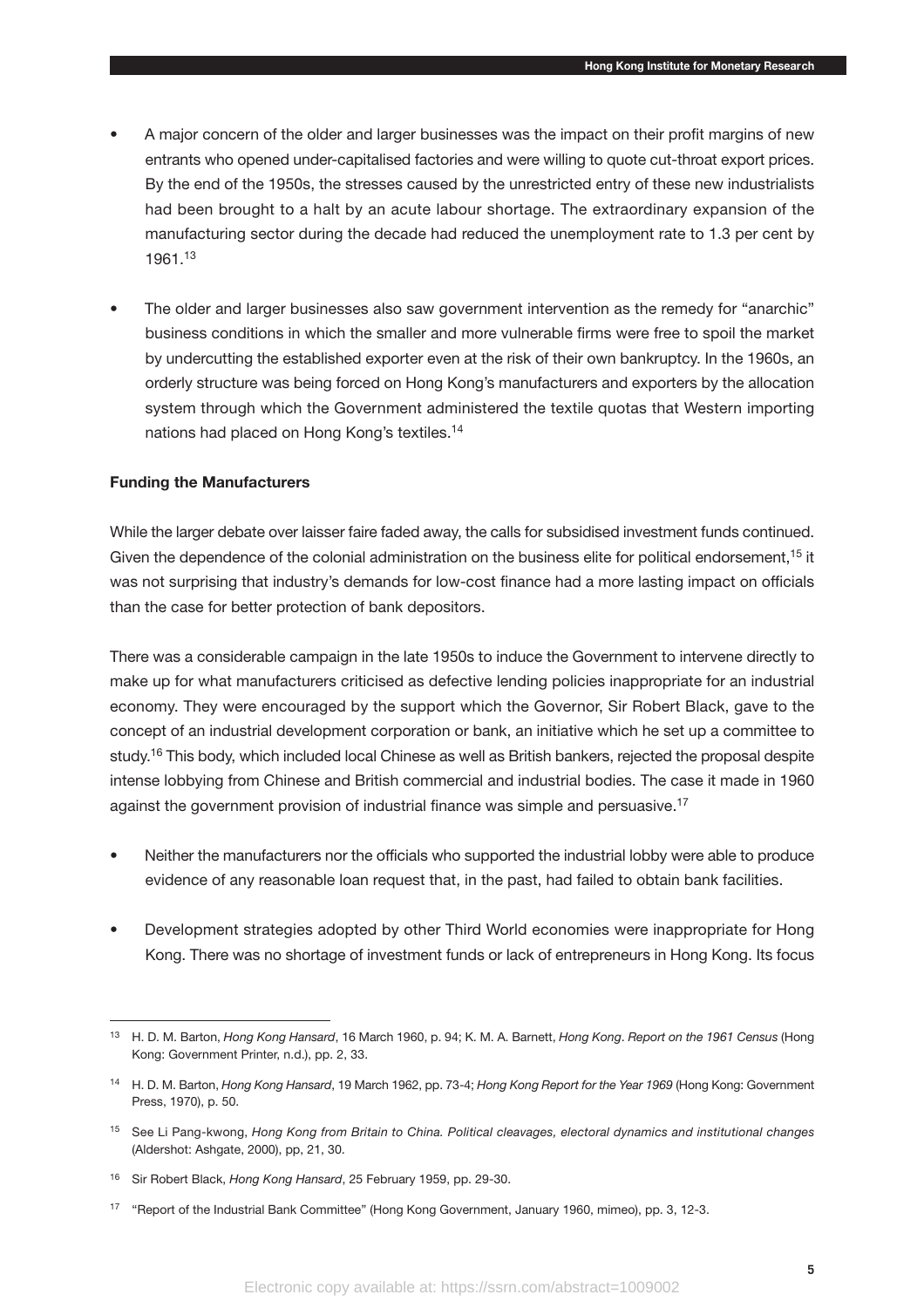- A major concern of the older and larger businesses was the impact on their profit margins of new entrants who opened under-capitalised factories and were willing to quote cut-throat export prices. By the end of the 1950s, the stresses caused by the unrestricted entry of these new industrialists had been brought to a halt by an acute labour shortage. The extraordinary expansion of the manufacturing sector during the decade had reduced the unemployment rate to 1.3 per cent by 1961.[13]

- The older and larger businesses also saw government intervention as the remedy for "anarchic" business conditions in which the smaller and more vulnerable firms were free to spoil the market by undercutting the established exporter even at the risk of their own bankruptcy. In the 1960s, an orderly structure was being forced on Hong Kong's manufacturers and exporters by the allocation system through which the Government administered the textile quotas that Western importing nations had placed on Hong Kong's textiles.[14]

**Funding the Manufacturers**

While the larger debate over laisser faire faded away, the calls for subsidised investment funds continued. Given the dependence of the colonial administration on the business elite for political endorsement,[15] it was not surprising that industry's demands for low-cost finance had a more lasting impact on officials than the case for better protection of bank depositors.

There was a considerable campaign in the late 1950s to induce the Government to intervene directly to make up for what manufacturers criticised as defective lending policies inappropriate for an industrial economy. They were encouraged by the support which the Governor, Sir Robert Black, gave to the concept of an industrial development corporation or bank, an initiative which he set up a committee to study.[16] This body, which included local Chinese as well as British bankers, rejected the proposal despite intense lobbying from Chinese and British commercial and industrial bodies. The case it made in 1960 against the government provision of industrial finance was simple and persuasive.[17]

- Neither the manufacturers nor the officials who supported the industrial lobby were able to produce evidence of any reasonable loan request that, in the past, had failed to obtain bank facilities.

- Development strategies adopted by other Third World economies were inappropriate for Hong Kong. There was no shortage of investment funds or lack of entrepreneurs in Hong Kong. Its focus

---

[13] H. D. M. Barton, *Hong Kong Hansard*, 16 March 1960, p. 94; K. M. A. Barnett, *Hong Kong*. *Report on the 1961 Census* (Hong Kong: Government Printer, n.d.), pp. 2, 33.

[14] H. D. M. Barton, *Hong Kong Hansard*, 19 March 1962, pp. 73-4; *Hong Kong Report for the Year 1969* (Hong Kong: Government Press, 1970), p. 50.

[15] See Li Pang-kwong, *Hong Kong from Britain to China. Political cleavages, electoral dynamics and institutional changes* (Aldershot: Ashgate, 2000), pp, 21, 30.

[16] Sir Robert Black, *Hong Kong Hansard*, 25 February 1959, pp. 29-30.

[17] "Report of the Industrial Bank Committee" (Hong Kong Government, January 1960, mimeo), pp. 3, 12-3.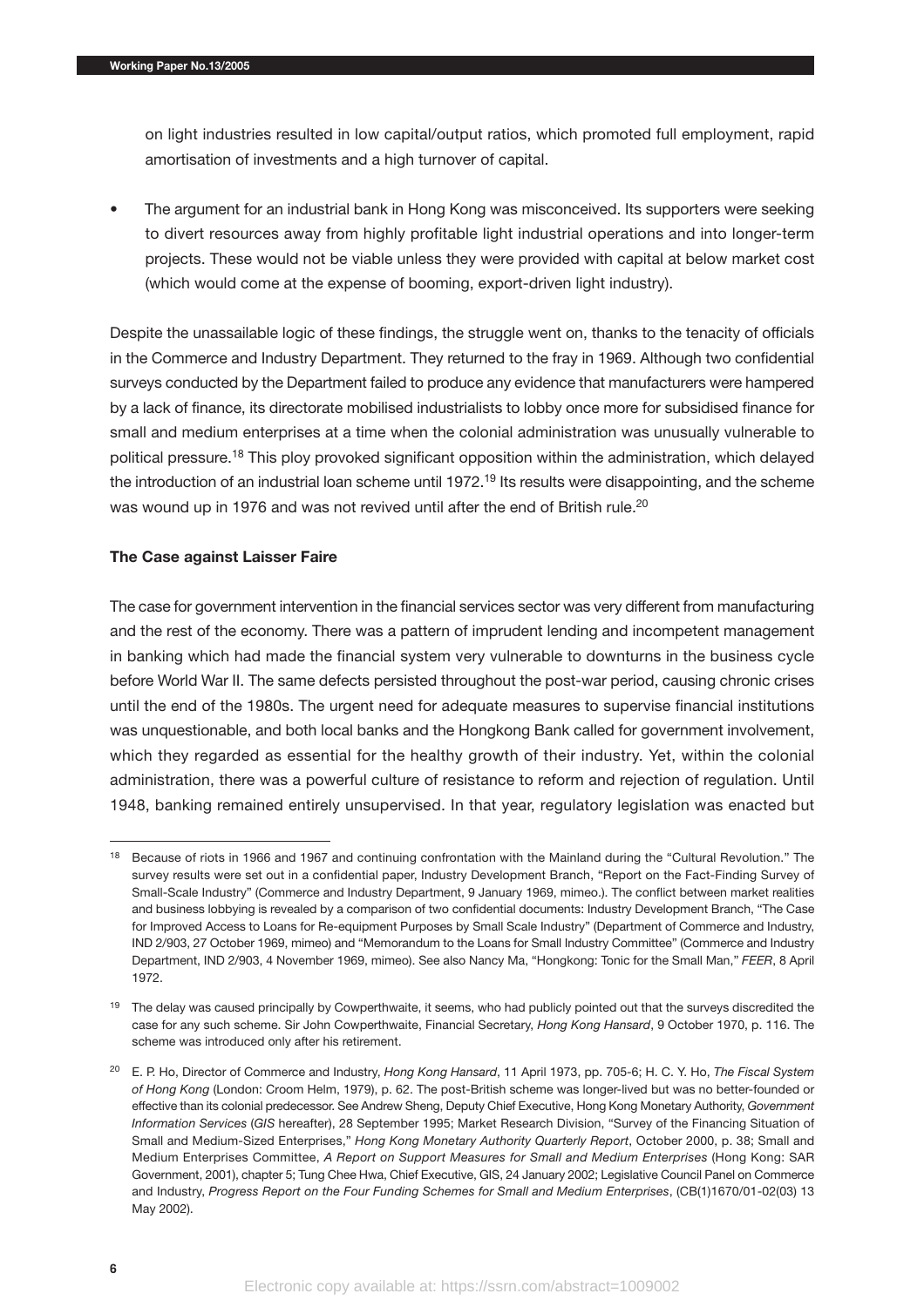on light industries resulted in low capital/output ratios, which promoted full employment, rapid amortisation of investments and a high turnover of capital.

- The argument for an industrial bank in Hong Kong was misconceived. Its supporters were seeking to divert resources away from highly profitable light industrial operations and into longer-term projects. These would not be viable unless they were provided with capital at below market cost (which would come at the expense of booming, export-driven light industry).

Despite the unassailable logic of these findings, the struggle went on, thanks to the tenacity of officials in the Commerce and Industry Department. They returned to the fray in 1969. Although two confidential surveys conducted by the Department failed to produce any evidence that manufacturers were hampered by a lack of finance, its directorate mobilised industrialists to lobby once more for subsidised finance for small and medium enterprises at a time when the colonial administration was unusually vulnerable to political pressure.[18] This ploy provoked significant opposition within the administration, which delayed the introduction of an industrial loan scheme until 1972.[19] Its results were disappointing, and the scheme was wound up in 1976 and was not revived until after the end of British rule.[20]

**The Case against Laisser Faire**

The case for government intervention in the financial services sector was very different from manufacturing and the rest of the economy. There was a pattern of imprudent lending and incompetent management in banking which had made the financial system very vulnerable to downturns in the business cycle before World War II. The same defects persisted throughout the post-war period, causing chronic crises until the end of the 1980s. The urgent need for adequate measures to supervise financial institutions was unquestionable, and both local banks and the Hongkong Bank called for government involvement, which they regarded as essential for the healthy growth of their industry. Yet, within the colonial administration, there was a powerful culture of resistance to reform and rejection of regulation. Until 1948, banking remained entirely unsupervised. In that year, regulatory legislation was enacted but

---

[18] Because of riots in 1966 and 1967 and continuing confrontation with the Mainland during the "Cultural Revolution." The survey results were set out in a confidential paper, Industry Development Branch, "Report on the Fact-Finding Survey of Small-Scale Industry" (Commerce and Industry Department, 9 January 1969, mimeo.). The conflict between market realities and business lobbying is revealed by a comparison of two confidential documents: Industry Development Branch, "The Case for Improved Access to Loans for Re-equipment Purposes by Small Scale Industry" (Department of Commerce and Industry, IND 2/903, 27 October 1969, mimeo) and "Memorandum to the Loans for Small Industry Committee" (Commerce and Industry Department, IND 2/903, 4 November 1969, mimeo). See also Nancy Ma, "Hongkong: Tonic for the Small Man," *FEER*, 8 April 1972.

[19] The delay was caused principally by Cowperthwaite, it seems, who had publicly pointed out that the surveys discredited the case for any such scheme. Sir John Cowperthwaite, Financial Secretary, *Hong Kong Hansard*, 9 October 1970, p. 116. The scheme was introduced only after his retirement.

[20] E. P. Ho, Director of Commerce and Industry, *Hong Kong Hansard*, 11 April 1973, pp. 705-6; H. C. Y. Ho, *The Fiscal System of Hong Kong* (London: Croom Helm, 1979), p. 62. The post-British scheme was longer-lived but was no better-founded or effective than its colonial predecessor. See Andrew Sheng, Deputy Chief Executive, Hong Kong Monetary Authority, *Government Information Services* (*GIS* hereafter), 28 September 1995; Market Research Division, "Survey of the Financing Situation of Small and Medium-Sized Enterprises," *Hong Kong Monetary Authority Quarterly Report*, October 2000, p. 38; Small and Medium Enterprises Committee, *A Report on Support Measures for Small and Medium Enterprises* (Hong Kong: SAR Government, 2001), chapter 5; Tung Chee Hwa, Chief Executive, GIS, 24 January 2002; Legislative Council Panel on Commerce and Industry, *Progress Report on the Four Funding Schemes for Small and Medium Enterprises*, (CB(1)1670/01-02(03) 13 May 2002).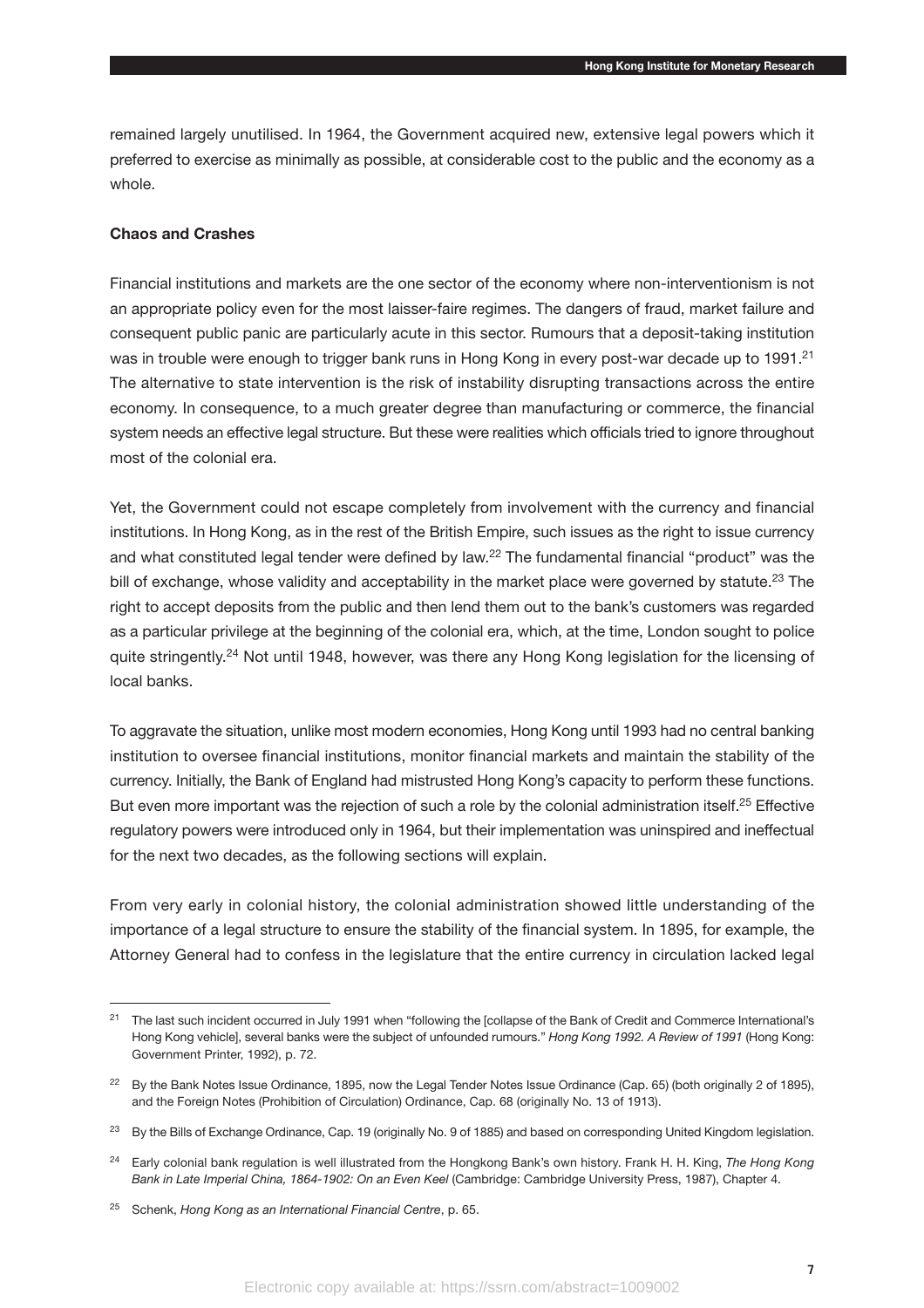remained largely unutilised. In 1964, the Government acquired new, extensive legal powers which it preferred to exercise as minimally as possible, at considerable cost to the public and the economy as a whole.

**Chaos and Crashes**

Financial institutions and markets are the one sector of the economy where non-interventionism is not an appropriate policy even for the most laisser-faire regimes. The dangers of fraud, market failure and consequent public panic are particularly acute in this sector. Rumours that a deposit-taking institution was in trouble were enough to trigger bank runs in Hong Kong in every post-war decade up to 1991.[21] The alternative to state intervention is the risk of instability disrupting transactions across the entire economy. In consequence, to a much greater degree than manufacturing or commerce, the financial system needs an effective legal structure. But these were realities which officials tried to ignore throughout most of the colonial era.

Yet, the Government could not escape completely from involvement with the currency and financial institutions. In Hong Kong, as in the rest of the British Empire, such issues as the right to issue currency and what constituted legal tender were defined by law.[22] The fundamental financial "product" was the bill of exchange, whose validity and acceptability in the market place were governed by statute.[23] The right to accept deposits from the public and then lend them out to the bank's customers was regarded as a particular privilege at the beginning of the colonial era, which, at the time, London sought to police quite stringently.[24] Not until 1948, however, was there any Hong Kong legislation for the licensing of local banks.

To aggravate the situation, unlike most modern economies, Hong Kong until 1993 had no central banking institution to oversee financial institutions, monitor financial markets and maintain the stability of the currency. Initially, the Bank of England had mistrusted Hong Kong's capacity to perform these functions. But even more important was the rejection of such a role by the colonial administration itself.[25] Effective regulatory powers were introduced only in 1964, but their implementation was uninspired and ineffectual for the next two decades, as the following sections will explain.

From very early in colonial history, the colonial administration showed little understanding of the importance of a legal structure to ensure the stability of the financial system. In 1895, for example, the Attorney General had to confess in the legislature that the entire currency in circulation lacked legal

---

[21] The last such incident occurred in July 1991 when "following the [collapse of the Bank of Credit and Commerce International's Hong Kong vehicle], several banks were the subject of unfounded rumours." *Hong Kong 1992. A Review of 1991* (Hong Kong: Government Printer, 1992), p. 72.

[22] By the Bank Notes Issue Ordinance, 1895, now the Legal Tender Notes Issue Ordinance (Cap. 65) (both originally 2 of 1895), and the Foreign Notes (Prohibition of Circulation) Ordinance, Cap. 68 (originally No. 13 of 1913).

[23] By the Bills of Exchange Ordinance, Cap. 19 (originally No. 9 of 1885) and based on corresponding United Kingdom legislation.

[24] Early colonial bank regulation is well illustrated from the Hongkong Bank's own history. Frank H. H. King, *The Hong Kong Bank in Late Imperial China, 1864-1902: On an Even Keel* (Cambridge: Cambridge University Press, 1987), Chapter 4.

[25] Schenk, *Hong Kong as an International Financial Centre*, p. 65.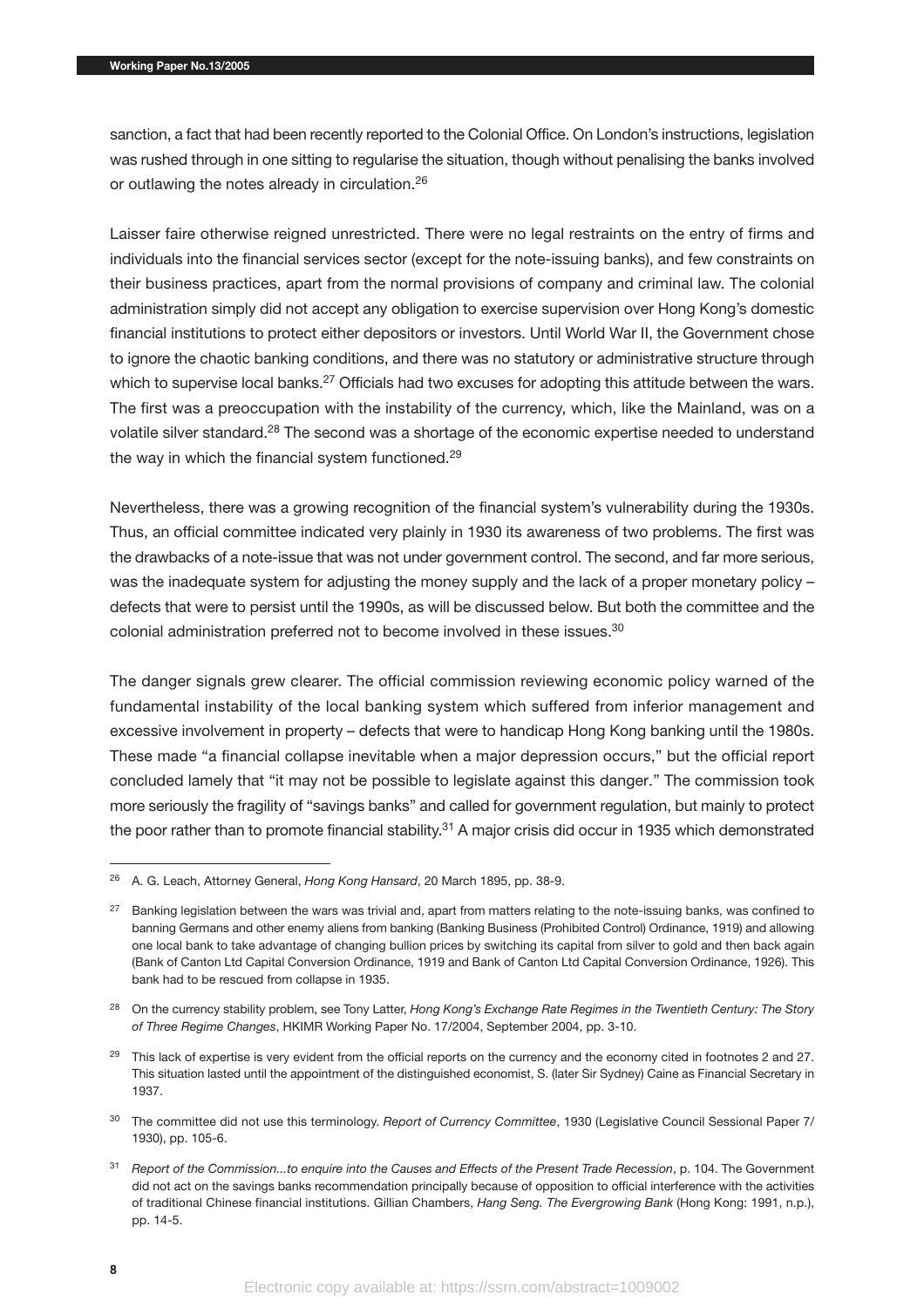sanction, a fact that had been recently reported to the Colonial Office. On London's instructions, legislation was rushed through in one sitting to regularise the situation, though without penalising the banks involved or outlawing the notes already in circulation.[26]

Laisser faire otherwise reigned unrestricted. There were no legal restraints on the entry of firms and individuals into the financial services sector (except for the note-issuing banks), and few constraints on their business practices, apart from the normal provisions of company and criminal law. The colonial administration simply did not accept any obligation to exercise supervision over Hong Kong's domestic financial institutions to protect either depositors or investors. Until World War II, the Government chose to ignore the chaotic banking conditions, and there was no statutory or administrative structure through which to supervise local banks.[27] Officials had two excuses for adopting this attitude between the wars. The first was a preoccupation with the instability of the currency, which, like the Mainland, was on a volatile silver standard.[28] The second was a shortage of the economic expertise needed to understand the way in which the financial system functioned.[29]

Nevertheless, there was a growing recognition of the financial system's vulnerability during the 1930s. Thus, an official committee indicated very plainly in 1930 its awareness of two problems. The first was the drawbacks of a note-issue that was not under government control. The second, and far more serious, was the inadequate system for adjusting the money supply and the lack of a proper monetary policy – defects that were to persist until the 1990s, as will be discussed below. But both the committee and the colonial administration preferred not to become involved in these issues.[30]

The danger signals grew clearer. The official commission reviewing economic policy warned of the fundamental instability of the local banking system which suffered from inferior management and excessive involvement in property – defects that were to handicap Hong Kong banking until the 1980s. These made "a financial collapse inevitable when a major depression occurs," but the official report concluded lamely that "it may not be possible to legislate against this danger." The commission took more seriously the fragility of "savings banks" and called for government regulation, but mainly to protect the poor rather than to promote financial stability.[31] A major crisis did occur in 1935 which demonstrated

---

[26] A. G. Leach, Attorney General, *Hong Kong Hansard*, 20 March 1895, pp. 38-9.

[27] Banking legislation between the wars was trivial and, apart from matters relating to the note-issuing banks, was confined to banning Germans and other enemy aliens from banking (Banking Business (Prohibited Control) Ordinance, 1919) and allowing one local bank to take advantage of changing bullion prices by switching its capital from silver to gold and then back again (Bank of Canton Ltd Capital Conversion Ordinance, 1919 and Bank of Canton Ltd Capital Conversion Ordinance, 1926). This bank had to be rescued from collapse in 1935.

[28] On the currency stability problem, see Tony Latter, *Hong Kong's Exchange Rate Regimes in the Twentieth Century: The Story of Three Regime Changes*, HKIMR Working Paper No. 17/2004, September 2004, pp. 3-10.

[29] This lack of expertise is very evident from the official reports on the currency and the economy cited in footnotes 2 and 27. This situation lasted until the appointment of the distinguished economist, S. (later Sir Sydney) Caine as Financial Secretary in 1937.

[30] The committee did not use this terminology. *Report of Currency Committee*, 1930 (Legislative Council Sessional Paper 7/ 1930), pp. 105-6.

[31] *Report of the Commission...to enquire into the Causes and Effects of the Present Trade Recession*, p. 104. The Government did not act on the savings banks recommendation principally because of opposition to official interference with the activities of traditional Chinese financial institutions. Gillian Chambers, *Hang Seng. The Evergrowing Bank* (Hong Kong: 1991, n.p.), pp. 14-5.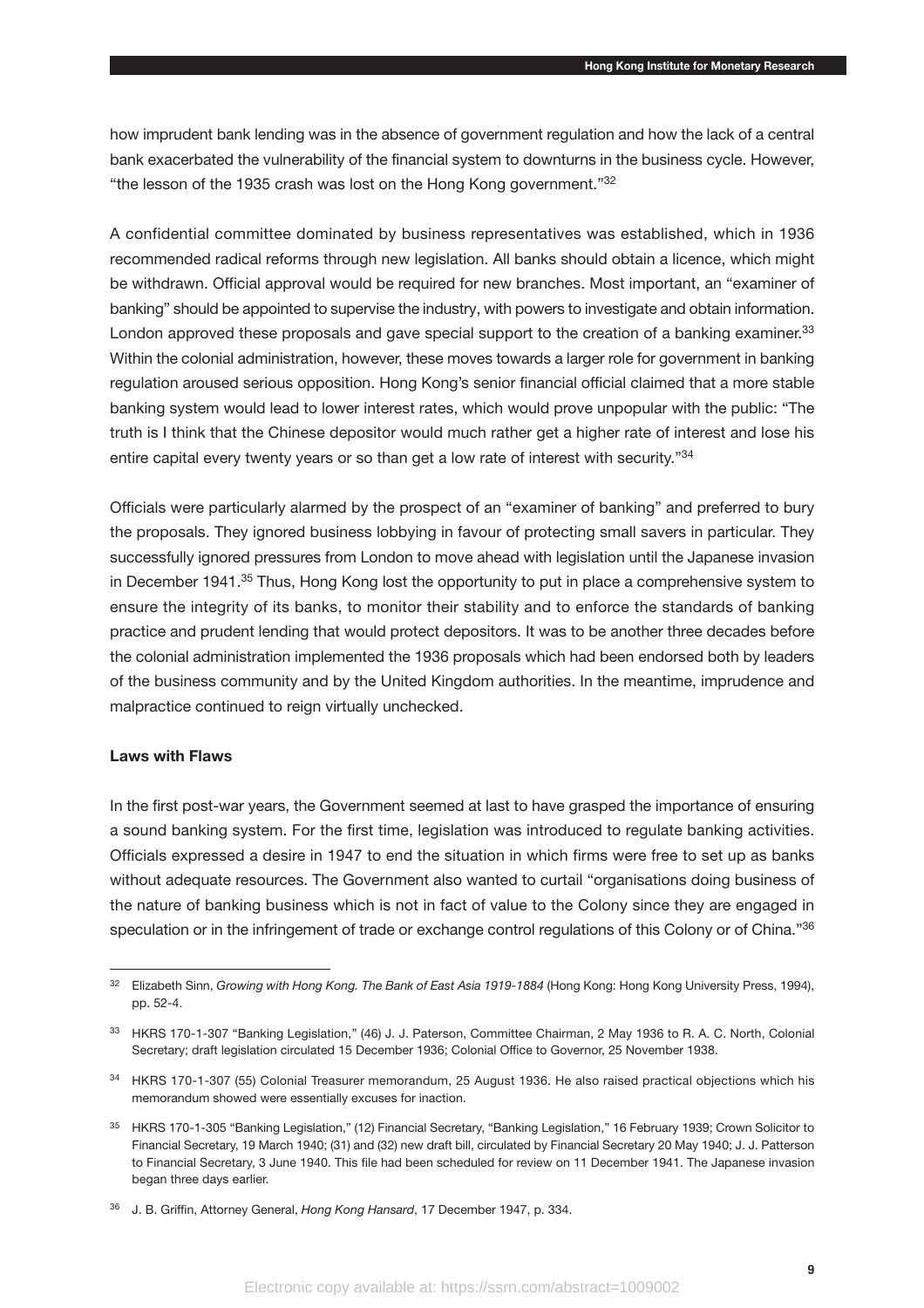how imprudent bank lending was in the absence of government regulation and how the lack of a central bank exacerbated the vulnerability of the financial system to downturns in the business cycle. However, "the lesson of the 1935 crash was lost on the Hong Kong government."[32]

A confidential committee dominated by business representatives was established, which in 1936 recommended radical reforms through new legislation. All banks should obtain a licence, which might be withdrawn. Official approval would be required for new branches. Most important, an "examiner of banking" should be appointed to supervise the industry, with powers to investigate and obtain information. London approved these proposals and gave special support to the creation of a banking examiner.[33] Within the colonial administration, however, these moves towards a larger role for government in banking regulation aroused serious opposition. Hong Kong's senior financial official claimed that a more stable banking system would lead to lower interest rates, which would prove unpopular with the public: "The truth is I think that the Chinese depositor would much rather get a higher rate of interest and lose his entire capital every twenty years or so than get a low rate of interest with security."[34]

Officials were particularly alarmed by the prospect of an "examiner of banking" and preferred to bury the proposals. They ignored business lobbying in favour of protecting small savers in particular. They successfully ignored pressures from London to move ahead with legislation until the Japanese invasion in December 1941.[35] Thus, Hong Kong lost the opportunity to put in place a comprehensive system to ensure the integrity of its banks, to monitor their stability and to enforce the standards of banking practice and prudent lending that would protect depositors. It was to be another three decades before the colonial administration implemented the 1936 proposals which had been endorsed both by leaders of the business community and by the United Kingdom authorities. In the meantime, imprudence and malpractice continued to reign virtually unchecked.

**Laws with Flaws**

In the first post-war years, the Government seemed at last to have grasped the importance of ensuring a sound banking system. For the first time, legislation was introduced to regulate banking activities. Officials expressed a desire in 1947 to end the situation in which firms were free to set up as banks without adequate resources. The Government also wanted to curtail "organisations doing business of the nature of banking business which is not in fact of value to the Colony since they are engaged in speculation or in the infringement of trade or exchange control regulations of this Colony or of China."[36]

---

[32] Elizabeth Sinn, *Growing with Hong Kong. The Bank of East Asia 1919-1884* (Hong Kong: Hong Kong University Press, 1994), pp. 52-4.

[33] HKRS 170-1-307 "Banking Legislation," (46) J. J. Paterson, Committee Chairman, 2 May 1936 to R. A. C. North, Colonial Secretary; draft legislation circulated 15 December 1936; Colonial Office to Governor, 25 November 1938.

[34] HKRS 170-1-307 (55) Colonial Treasurer memorandum, 25 August 1936. He also raised practical objections which his memorandum showed were essentially excuses for inaction.

[35] HKRS 170-1-305 "Banking Legislation," (12) Financial Secretary, "Banking Legislation," 16 February 1939; Crown Solicitor to Financial Secretary, 19 March 1940; (31) and (32) new draft bill, circulated by Financial Secretary 20 May 1940; J. J. Patterson to Financial Secretary, 3 June 1940. This file had been scheduled for review on 11 December 1941. The Japanese invasion began three days earlier.

[36] J. B. Griffin, Attorney General, *Hong Kong Hansard*, 17 December 1947, p. 334.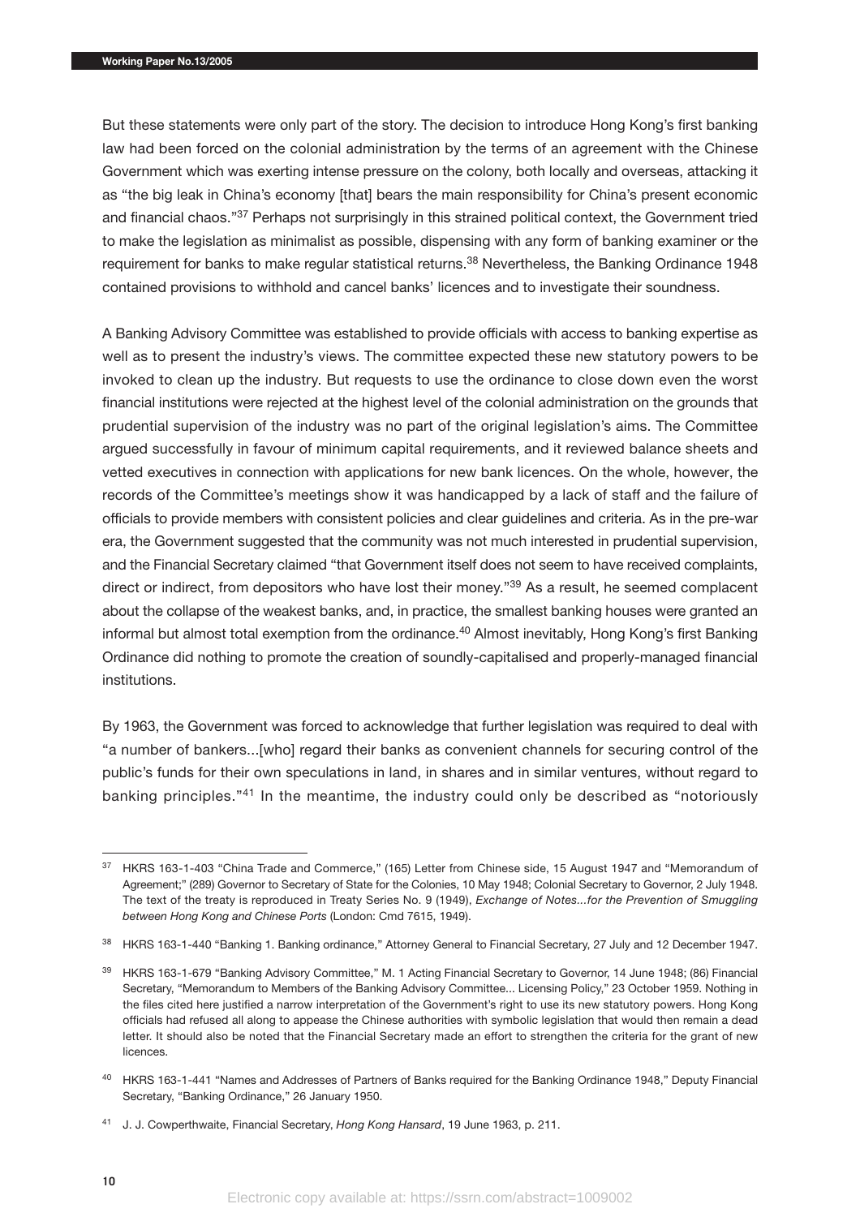But these statements were only part of the story. The decision to introduce Hong Kong's first banking law had been forced on the colonial administration by the terms of an agreement with the Chinese Government which was exerting intense pressure on the colony, both locally and overseas, attacking it as "the big leak in China's economy [that] bears the main responsibility for China's present economic and financial chaos."[37] Perhaps not surprisingly in this strained political context, the Government tried to make the legislation as minimalist as possible, dispensing with any form of banking examiner or the requirement for banks to make regular statistical returns.[38] Nevertheless, the Banking Ordinance 1948 contained provisions to withhold and cancel banks' licences and to investigate their soundness.

A Banking Advisory Committee was established to provide officials with access to banking expertise as well as to present the industry's views. The committee expected these new statutory powers to be invoked to clean up the industry. But requests to use the ordinance to close down even the worst financial institutions were rejected at the highest level of the colonial administration on the grounds that prudential supervision of the industry was no part of the original legislation's aims. The Committee argued successfully in favour of minimum capital requirements, and it reviewed balance sheets and vetted executives in connection with applications for new bank licences. On the whole, however, the records of the Committee's meetings show it was handicapped by a lack of staff and the failure of officials to provide members with consistent policies and clear guidelines and criteria. As in the pre-war era, the Government suggested that the community was not much interested in prudential supervision, and the Financial Secretary claimed "that Government itself does not seem to have received complaints, direct or indirect, from depositors who have lost their money."[39] As a result, he seemed complacent about the collapse of the weakest banks, and, in practice, the smallest banking houses were granted an informal but almost total exemption from the ordinance.[40] Almost inevitably, Hong Kong's first Banking Ordinance did nothing to promote the creation of soundly-capitalised and properly-managed financial institutions.

By 1963, the Government was forced to acknowledge that further legislation was required to deal with "a number of bankers...[who] regard their banks as convenient channels for securing control of the public's funds for their own speculations in land, in shares and in similar ventures, without regard to banking principles."[41] In the meantime, the industry could only be described as "notoriously

---

[37] HKRS 163-1-403 "China Trade and Commerce," (165) Letter from Chinese side, 15 August 1947 and "Memorandum of Agreement;" (289) Governor to Secretary of State for the Colonies, 10 May 1948; Colonial Secretary to Governor, 2 July 1948. The text of the treaty is reproduced in Treaty Series No. 9 (1949), *Exchange of Notes...for the Prevention of Smuggling between Hong Kong and Chinese Ports* (London: Cmd 7615, 1949).

[38] HKRS 163-1-440 "Banking 1. Banking ordinance," Attorney General to Financial Secretary, 27 July and 12 December 1947.

[39] HKRS 163-1-679 "Banking Advisory Committee," M. 1 Acting Financial Secretary to Governor, 14 June 1948; (86) Financial Secretary, "Memorandum to Members of the Banking Advisory Committee... Licensing Policy," 23 October 1959. Nothing in the files cited here justified a narrow interpretation of the Government's right to use its new statutory powers. Hong Kong officials had refused all along to appease the Chinese authorities with symbolic legislation that would then remain a dead letter. It should also be noted that the Financial Secretary made an effort to strengthen the criteria for the grant of new licences.

[40] HKRS 163-1-441 "Names and Addresses of Partners of Banks required for the Banking Ordinance 1948," Deputy Financial Secretary, "Banking Ordinance," 26 January 1950.

[41] J. J. Cowperthwaite, Financial Secretary, *Hong Kong Hansard*, 19 June 1963, p. 211.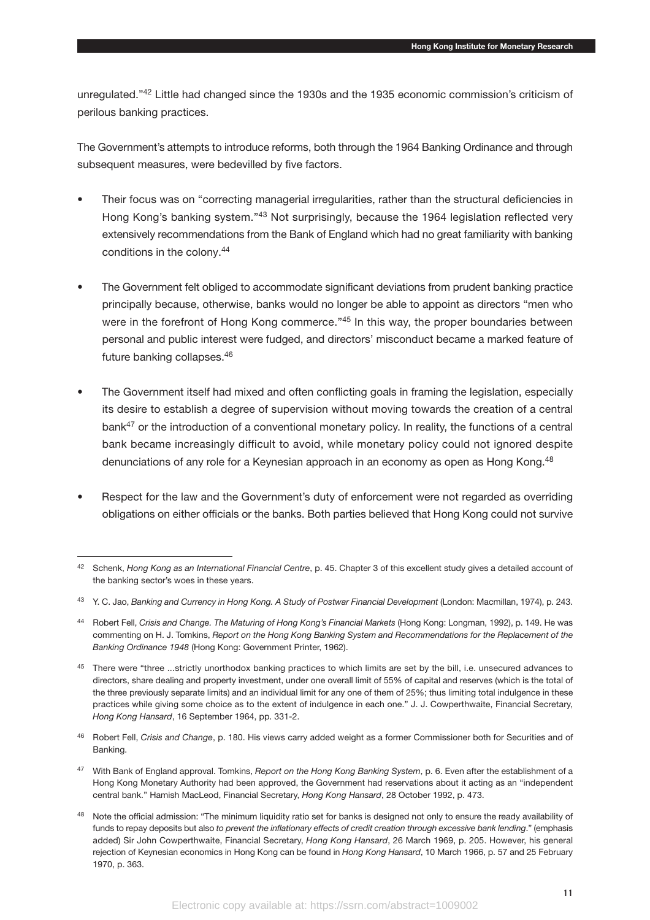unregulated."[42] Little had changed since the 1930s and the 1935 economic commission's criticism of perilous banking practices.

The Government's attempts to introduce reforms, both through the 1964 Banking Ordinance and through subsequent measures, were bedevilled by five factors.

- Their focus was on "correcting managerial irregularities, rather than the structural deficiencies in Hong Kong's banking system."[43] Not surprisingly, because the 1964 legislation reflected very extensively recommendations from the Bank of England which had no great familiarity with banking conditions in the colony.[44]

- The Government felt obliged to accommodate significant deviations from prudent banking practice principally because, otherwise, banks would no longer be able to appoint as directors "men who were in the forefront of Hong Kong commerce."[45] In this way, the proper boundaries between personal and public interest were fudged, and directors' misconduct became a marked feature of future banking collapses.[46]

- The Government itself had mixed and often conflicting goals in framing the legislation, especially its desire to establish a degree of supervision without moving towards the creation of a central bank[47] or the introduction of a conventional monetary policy. In reality, the functions of a central bank became increasingly difficult to avoid, while monetary policy could not ignored despite denunciations of any role for a Keynesian approach in an economy as open as Hong Kong.[48]

- Respect for the law and the Government's duty of enforcement were not regarded as overriding obligations on either officials or the banks. Both parties believed that Hong Kong could not survive

---

[42] Schenk, *Hong Kong as an International Financial Centre*, p. 45. Chapter 3 of this excellent study gives a detailed account of the banking sector's woes in these years.

[43] Y. C. Jao, *Banking and Currency in Hong Kong. A Study of Postwar Financial Development* (London: Macmillan, 1974), p. 243.

[44] Robert Fell, *Crisis and Change. The Maturing of Hong Kong's Financial Markets* (Hong Kong: Longman, 1992), p. 149. He was commenting on H. J. Tomkins, *Report on the Hong Kong Banking System and Recommendations for the Replacement of the Banking Ordinance 1948* (Hong Kong: Government Printer, 1962).

[45] There were "three ...strictly unorthodox banking practices to which limits are set by the bill, i.e. unsecured advances to directors, share dealing and property investment, under one overall limit of 55% of capital and reserves (which is the total of the three previously separate limits) and an individual limit for any one of them of 25%; thus limiting total indulgence in these practices while giving some choice as to the extent of indulgence in each one." J. J. Cowperthwaite, Financial Secretary, *Hong Kong Hansard*, 16 September 1964, pp. 331-2.

[46] Robert Fell, *Crisis and Change*, p. 180. His views carry added weight as a former Commissioner both for Securities and of Banking.

[47] With Bank of England approval. Tomkins, *Report on the Hong Kong Banking System*, p. 6. Even after the establishment of a Hong Kong Monetary Authority had been approved, the Government had reservations about it acting as an "independent central bank." Hamish MacLeod, Financial Secretary, *Hong Kong Hansard*, 28 October 1992, p. 473.

[48] Note the official admission: "The minimum liquidity ratio set for banks is designed not only to ensure the ready availability of funds to repay deposits but also *to prevent the inflationary effects of credit creation through excessive bank lending*." (emphasis added) Sir John Cowperthwaite, Financial Secretary, *Hong Kong Hansard*, 26 March 1969, p. 205. However, his general rejection of Keynesian economics in Hong Kong can be found in *Hong Kong Hansard*, 10 March 1966, p. 57 and 25 February 1970, p. 363.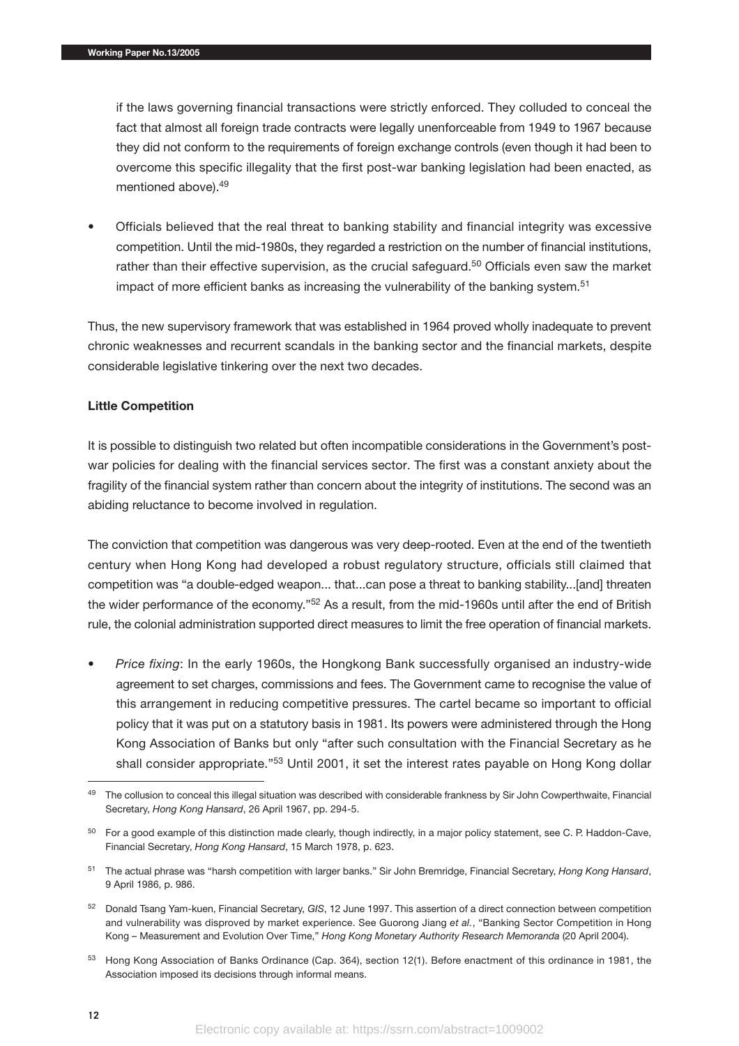if the laws governing financial transactions were strictly enforced. They colluded to conceal the fact that almost all foreign trade contracts were legally unenforceable from 1949 to 1967 because they did not conform to the requirements of foreign exchange controls (even though it had been to overcome this specific illegality that the first post-war banking legislation had been enacted, as mentioned above).[49]

- Officials believed that the real threat to banking stability and financial integrity was excessive competition. Until the mid-1980s, they regarded a restriction on the number of financial institutions, rather than their effective supervision, as the crucial safeguard.[50] Officials even saw the market impact of more efficient banks as increasing the vulnerability of the banking system.[51]

Thus, the new supervisory framework that was established in 1964 proved wholly inadequate to prevent chronic weaknesses and recurrent scandals in the banking sector and the financial markets, despite considerable legislative tinkering over the next two decades.

**Little Competition**

It is possible to distinguish two related but often incompatible considerations in the Government's post-war policies for dealing with the financial services sector. The first was a constant anxiety about the fragility of the financial system rather than concern about the integrity of institutions. The second was an abiding reluctance to become involved in regulation.

The conviction that competition was dangerous was very deep-rooted. Even at the end of the twentieth century when Hong Kong had developed a robust regulatory structure, officials still claimed that competition was "a double-edged weapon... that...can pose a threat to banking stability...[and] threaten the wider performance of the economy."[52] As a result, from the mid-1960s until after the end of British rule, the colonial administration supported direct measures to limit the free operation of financial markets.

- *Price fixing*: In the early 1960s, the Hongkong Bank successfully organised an industry-wide agreement to set charges, commissions and fees. The Government came to recognise the value of this arrangement in reducing competitive pressures. The cartel became so important to official policy that it was put on a statutory basis in 1981. Its powers were administered through the Hong Kong Association of Banks but only "after such consultation with the Financial Secretary as he shall consider appropriate."[53] Until 2001, it set the interest rates payable on Hong Kong dollar

---

[49] The collusion to conceal this illegal situation was described with considerable frankness by Sir John Cowperthwaite, Financial Secretary, *Hong Kong Hansard*, 26 April 1967, pp. 294-5.

[50] For a good example of this distinction made clearly, though indirectly, in a major policy statement, see C. P. Haddon-Cave, Financial Secretary, *Hong Kong Hansard*, 15 March 1978, p. 623.

[51] The actual phrase was "harsh competition with larger banks." Sir John Bremridge, Financial Secretary, *Hong Kong Hansard*, 9 April 1986, p. 986.

[52] Donald Tsang Yam-kuen, Financial Secretary, *GIS*, 12 June 1997. This assertion of a direct connection between competition and vulnerability was disproved by market experience. See Guorong Jiang *et al.*, "Banking Sector Competition in Hong Kong – Measurement and Evolution Over Time," *Hong Kong Monetary Authority Research Memoranda* (20 April 2004).

[53] Hong Kong Association of Banks Ordinance (Cap. 364), section 12(1). Before enactment of this ordinance in 1981, the Association imposed its decisions through informal means.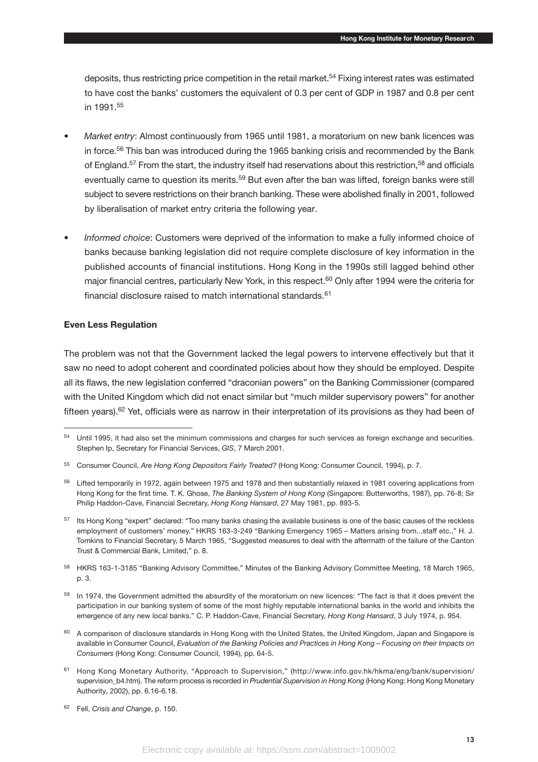deposits, thus restricting price competition in the retail market.[54] Fixing interest rates was estimated to have cost the banks' customers the equivalent of 0.3 per cent of GDP in 1987 and 0.8 per cent in 1991.[55]

- *Market entry*: Almost continuously from 1965 until 1981, a moratorium on new bank licences was in force.[56] This ban was introduced during the 1965 banking crisis and recommended by the Bank of England.[57] From the start, the industry itself had reservations about this restriction,[58] and officials eventually came to question its merits.[59] But even after the ban was lifted, foreign banks were still subject to severe restrictions on their branch banking. These were abolished finally in 2001, followed by liberalisation of market entry criteria the following year.

- *Informed choice*: Customers were deprived of the information to make a fully informed choice of banks because banking legislation did not require complete disclosure of key information in the published accounts of financial institutions. Hong Kong in the 1990s still lagged behind other major financial centres, particularly New York, in this respect.[60] Only after 1994 were the criteria for financial disclosure raised to match international standards.[61]

**Even Less Regulation**

The problem was not that the Government lacked the legal powers to intervene effectively but that it saw no need to adopt coherent and coordinated policies about how they should be employed. Despite all its flaws, the new legislation conferred "draconian powers" on the Banking Commissioner (compared with the United Kingdom which did not enact similar but "much milder supervisory powers" for another fifteen years).[62] Yet, officials were as narrow in their interpretation of its provisions as they had been of

---

[54] Until 1995, it had also set the minimum commissions and charges for such services as foreign exchange and securities. Stephen Ip, Secretary for Financial Services, *GIS*, 7 March 2001.

[55] Consumer Council, *Are Hong Kong Depositors Fairly Treated?* (Hong Kong: Consumer Council, 1994), p. 7.

[56] Lifted temporarily in 1972, again between 1975 and 1978 and then substantially relaxed in 1981 covering applications from Hong Kong for the first time. T. K. Ghose, *The Banking System of Hong Kong* (Singapore: Butterworths, 1987), pp. 76-8; Sir Philip Haddon-Cave, Financial Secretary, *Hong Kong Hansard*, 27 May 1981, pp. 893-5.

[57] Its Hong Kong "expert" declared: "Too many banks chasing the available business is one of the basic causes of the reckless employment of customers' money." HKRS 163-3-249 "Banking Emergency 1965 – Matters arising from...staff etc.," H. J. Tomkins to Financial Secretary, 5 March 1965, "Suggested measures to deal with the aftermath of the failure of the Canton Trust & Commercial Bank, Limited," p. 8.

[58] HKRS 163-1-3185 "Banking Advisory Committee," Minutes of the Banking Advisory Committee Meeting, 18 March 1965, p. 3.

[59] In 1974, the Government admitted the absurdity of the moratorium on new licences: "The fact is that it does prevent the participation in our banking system of some of the most highly reputable international banks in the world and inhibits the emergence of any new local banks." C. P. Haddon-Cave, Financial Secretary, *Hong Kong Hansard*, 3 July 1974, p. 954.

[60] A comparison of disclosure standards in Hong Kong with the United States, the United Kingdom, Japan and Singapore is available in Consumer Council, *Evaluation of the Banking Policies and Practices in Hong Kong – Focusing on their Impacts on Consumers* (Hong Kong: Consumer Council, 1994), pp. 64-5.

[61] Hong Kong Monetary Authority, "Approach to Supervision," (http://www.info.gov.hk/hkma/eng/bank/supervision/supervision_b4.htm). The reform process is recorded in *Prudential Supervision in Hong Kong* (Hong Kong: Hong Kong Monetary Authority, 2002), pp. 6.16-6.18.

[62] Fell, *Crisis and Change*, p. 150.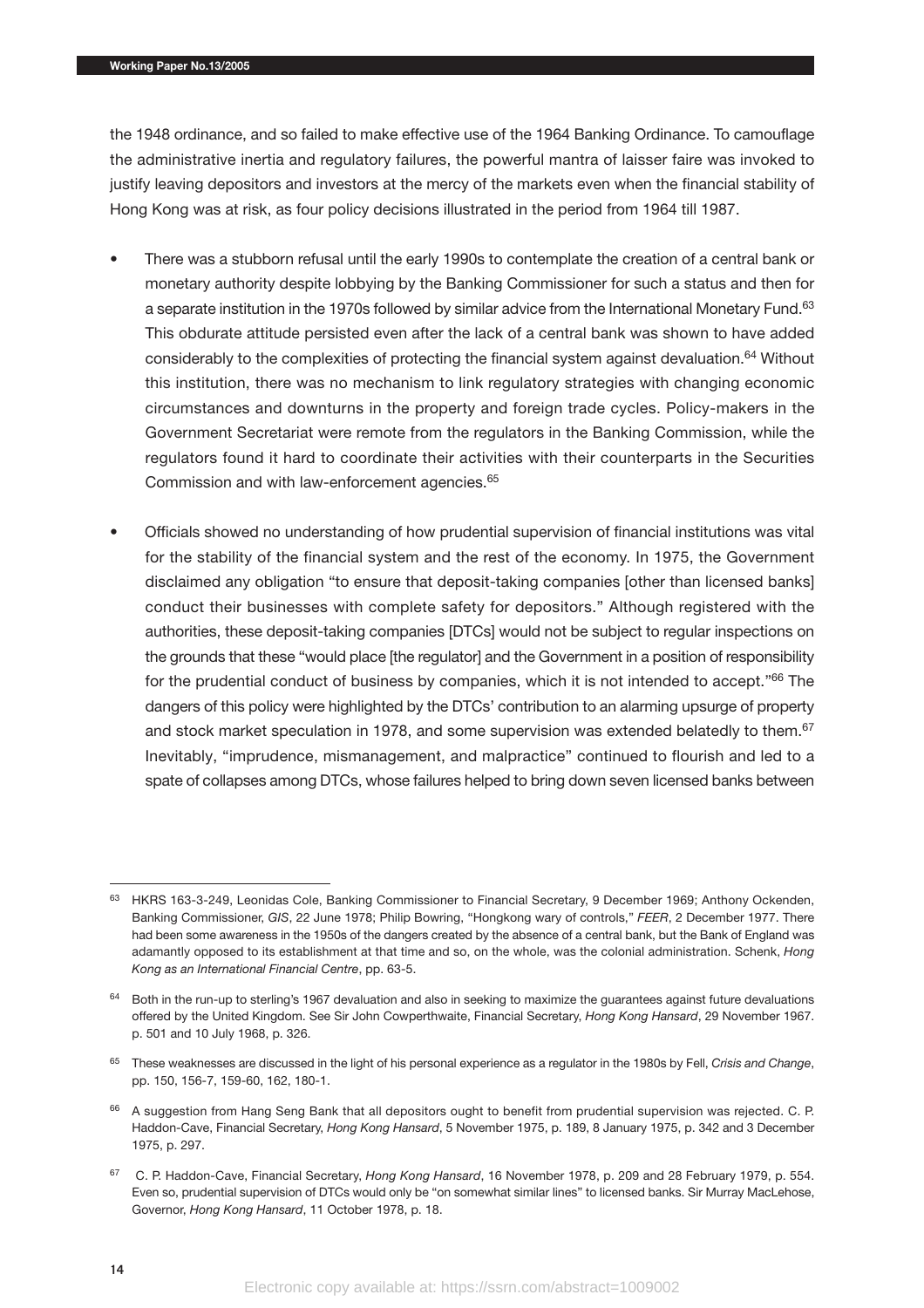the 1948 ordinance, and so failed to make effective use of the 1964 Banking Ordinance. To camouflage the administrative inertia and regulatory failures, the powerful mantra of laisser faire was invoked to justify leaving depositors and investors at the mercy of the markets even when the financial stability of Hong Kong was at risk, as four policy decisions illustrated in the period from 1964 till 1987.

- There was a stubborn refusal until the early 1990s to contemplate the creation of a central bank or monetary authority despite lobbying by the Banking Commissioner for such a status and then for a separate institution in the 1970s followed by similar advice from the International Monetary Fund.[63] This obdurate attitude persisted even after the lack of a central bank was shown to have added considerably to the complexities of protecting the financial system against devaluation.[64] Without this institution, there was no mechanism to link regulatory strategies with changing economic circumstances and downturns in the property and foreign trade cycles. Policy-makers in the Government Secretariat were remote from the regulators in the Banking Commission, while the regulators found it hard to coordinate their activities with their counterparts in the Securities Commission and with law-enforcement agencies.[65]

- Officials showed no understanding of how prudential supervision of financial institutions was vital for the stability of the financial system and the rest of the economy. In 1975, the Government disclaimed any obligation "to ensure that deposit-taking companies [other than licensed banks] conduct their businesses with complete safety for depositors." Although registered with the authorities, these deposit-taking companies [DTCs] would not be subject to regular inspections on the grounds that these "would place [the regulator] and the Government in a position of responsibility for the prudential conduct of business by companies, which it is not intended to accept."[66] The dangers of this policy were highlighted by the DTCs' contribution to an alarming upsurge of property and stock market speculation in 1978, and some supervision was extended belatedly to them.[67] Inevitably, "imprudence, mismanagement, and malpractice" continued to flourish and led to a spate of collapses among DTCs, whose failures helped to bring down seven licensed banks between

---

[63] HKRS 163-3-249, Leonidas Cole, Banking Commissioner to Financial Secretary, 9 December 1969; Anthony Ockenden, Banking Commissioner, *GIS*, 22 June 1978; Philip Bowring, "Hongkong wary of controls," *FEER*, 2 December 1977. There had been some awareness in the 1950s of the dangers created by the absence of a central bank, but the Bank of England was adamantly opposed to its establishment at that time and so, on the whole, was the colonial administration. Schenk, *Hong Kong as an International Financial Centre*, pp. 63-5.

[64] Both in the run-up to sterling's 1967 devaluation and also in seeking to maximize the guarantees against future devaluations offered by the United Kingdom. See Sir John Cowperthwaite, Financial Secretary, *Hong Kong Hansard*, 29 November 1967. p. 501 and 10 July 1968, p. 326.

[65] These weaknesses are discussed in the light of his personal experience as a regulator in the 1980s by Fell, *Crisis and Change*, pp. 150, 156-7, 159-60, 162, 180-1.

[66] A suggestion from Hang Seng Bank that all depositors ought to benefit from prudential supervision was rejected. C. P. Haddon-Cave, Financial Secretary, *Hong Kong Hansard*, 5 November 1975, p. 189, 8 January 1975, p. 342 and 3 December 1975, p. 297.

[67] C. P. Haddon-Cave, Financial Secretary, *Hong Kong Hansard*, 16 November 1978, p. 209 and 28 February 1979, p. 554. Even so, prudential supervision of DTCs would only be "on somewhat similar lines" to licensed banks. Sir Murray MacLehose, Governor, *Hong Kong Hansard*, 11 October 1978, p. 18.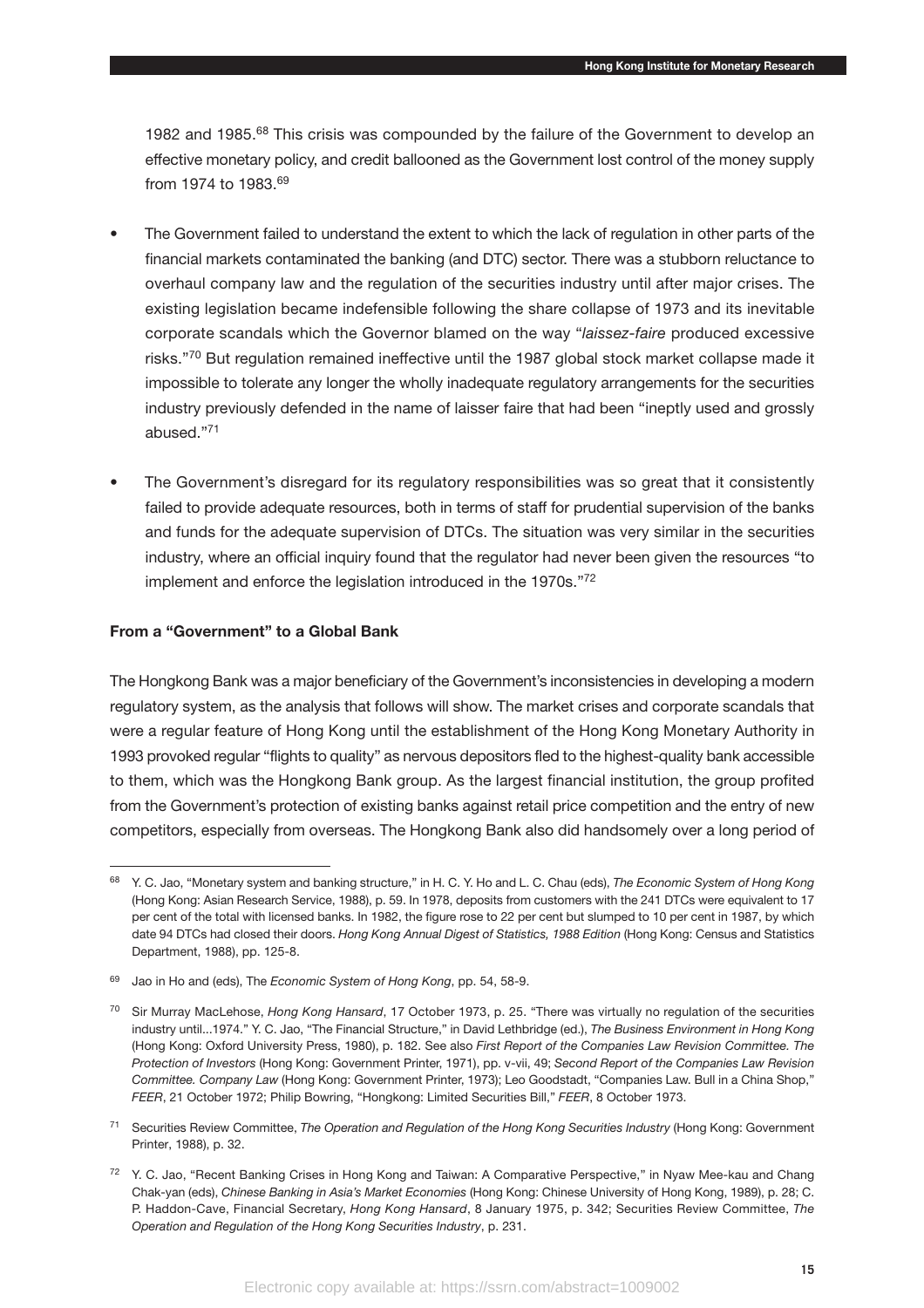1982 and 1985.[68] This crisis was compounded by the failure of the Government to develop an effective monetary policy, and credit ballooned as the Government lost control of the money supply from 1974 to 1983.[69]

- The Government failed to understand the extent to which the lack of regulation in other parts of the financial markets contaminated the banking (and DTC) sector. There was a stubborn reluctance to overhaul company law and the regulation of the securities industry until after major crises. The existing legislation became indefensible following the share collapse of 1973 and its inevitable corporate scandals which the Governor blamed on the way "*laissez-faire* produced excessive risks."[70] But regulation remained ineffective until the 1987 global stock market collapse made it impossible to tolerate any longer the wholly inadequate regulatory arrangements for the securities industry previously defended in the name of laisser faire that had been "ineptly used and grossly abused."[71]

- The Government's disregard for its regulatory responsibilities was so great that it consistently failed to provide adequate resources, both in terms of staff for prudential supervision of the banks and funds for the adequate supervision of DTCs. The situation was very similar in the securities industry, where an official inquiry found that the regulator had never been given the resources "to implement and enforce the legislation introduced in the 1970s."[72]

**From a "Government" to a Global Bank**

The Hongkong Bank was a major beneficiary of the Government's inconsistencies in developing a modern regulatory system, as the analysis that follows will show. The market crises and corporate scandals that were a regular feature of Hong Kong until the establishment of the Hong Kong Monetary Authority in 1993 provoked regular "flights to quality" as nervous depositors fled to the highest-quality bank accessible to them, which was the Hongkong Bank group. As the largest financial institution, the group profited from the Government's protection of existing banks against retail price competition and the entry of new competitors, especially from overseas. The Hongkong Bank also did handsomely over a long period of

---

[68] Y. C. Jao, "Monetary system and banking structure," in H. C. Y. Ho and L. C. Chau (eds), *The Economic System of Hong Kong* (Hong Kong: Asian Research Service, 1988), p. 59. In 1978, deposits from customers with the 241 DTCs were equivalent to 17 per cent of the total with licensed banks. In 1982, the figure rose to 22 per cent but slumped to 10 per cent in 1987, by which date 94 DTCs had closed their doors. *Hong Kong Annual Digest of Statistics, 1988 Edition* (Hong Kong: Census and Statistics Department, 1988), pp. 125-8.

[69] Jao in Ho and (eds), The *Economic System of Hong Kong*, pp. 54, 58-9.

[70] Sir Murray MacLehose, *Hong Kong Hansard*, 17 October 1973, p. 25. "There was virtually no regulation of the securities industry until...1974." Y. C. Jao, "The Financial Structure," in David Lethbridge (ed.), *The Business Environment in Hong Kong* (Hong Kong: Oxford University Press, 1980), p. 182. See also *First Report of the Companies Law Revision Committee. The Protection of Investors* (Hong Kong: Government Printer, 1971), pp. v-vii, 49; *Second Report of the Companies Law Revision Committee. Company Law* (Hong Kong: Government Printer, 1973); Leo Goodstadt, "Companies Law. Bull in a China Shop," *FEER*, 21 October 1972; Philip Bowring, "Hongkong: Limited Securities Bill," *FEER*, 8 October 1973.

[71] Securities Review Committee, *The Operation and Regulation of the Hong Kong Securities Industry* (Hong Kong: Government Printer, 1988), p. 32.

[72] Y. C. Jao, "Recent Banking Crises in Hong Kong and Taiwan: A Comparative Perspective," in Nyaw Mee-kau and Chang Chak-yan (eds), *Chinese Banking in Asia's Market Economies* (Hong Kong: Chinese University of Hong Kong, 1989), p. 28; C. P. Haddon-Cave, Financial Secretary, *Hong Kong Hansard*, 8 January 1975, p. 342; Securities Review Committee, *The Operation and Regulation of the Hong Kong Securities Industry*, p. 231.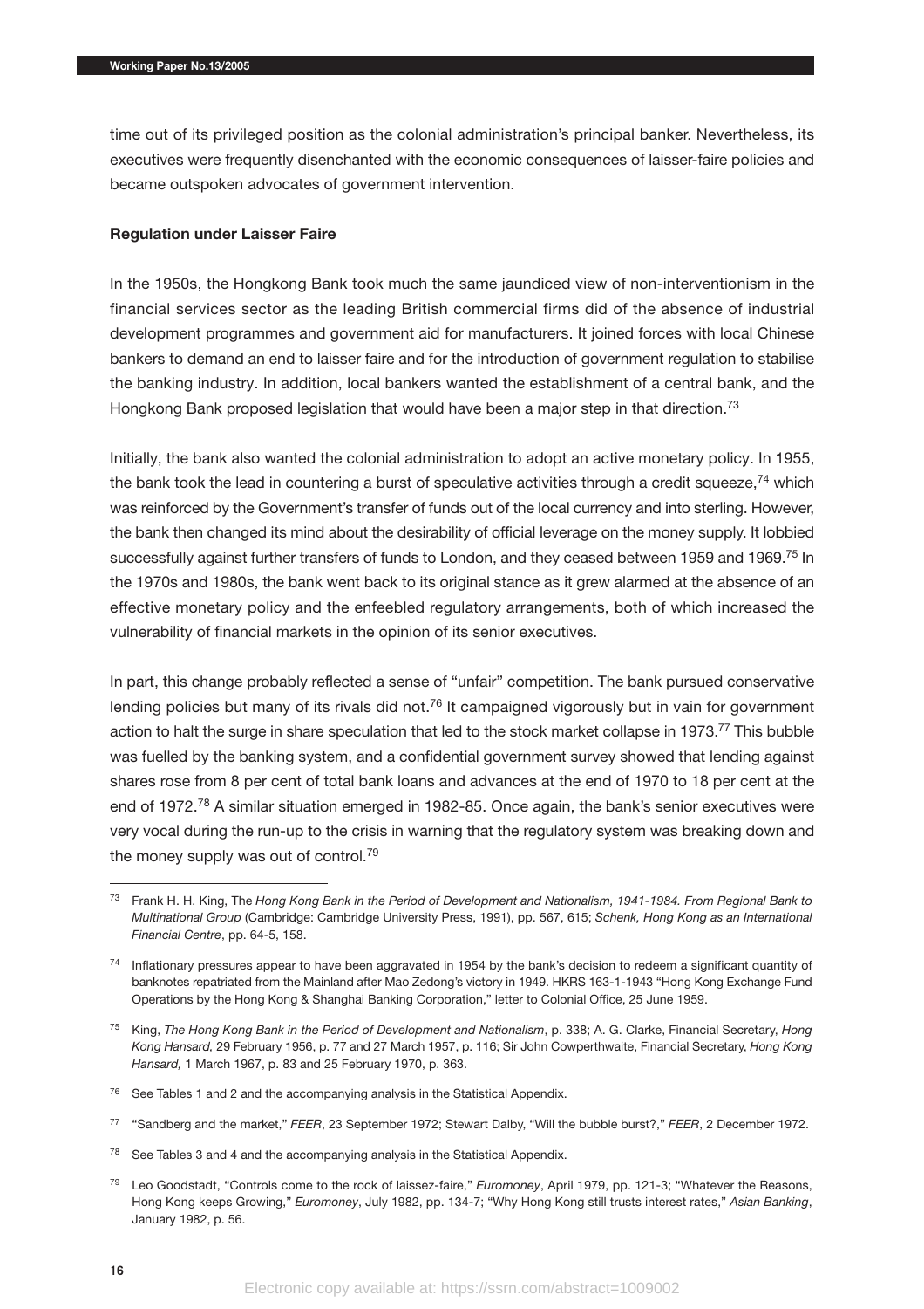time out of its privileged position as the colonial administration's principal banker. Nevertheless, its executives were frequently disenchanted with the economic consequences of laisser-faire policies and became outspoken advocates of government intervention.

**Regulation under Laisser Faire**

In the 1950s, the Hongkong Bank took much the same jaundiced view of non-interventionism in the financial services sector as the leading British commercial firms did of the absence of industrial development programmes and government aid for manufacturers. It joined forces with local Chinese bankers to demand an end to laisser faire and for the introduction of government regulation to stabilise the banking industry. In addition, local bankers wanted the establishment of a central bank, and the Hongkong Bank proposed legislation that would have been a major step in that direction.[73]

Initially, the bank also wanted the colonial administration to adopt an active monetary policy. In 1955, the bank took the lead in countering a burst of speculative activities through a credit squeeze,[74] which was reinforced by the Government's transfer of funds out of the local currency and into sterling. However, the bank then changed its mind about the desirability of official leverage on the money supply. It lobbied successfully against further transfers of funds to London, and they ceased between 1959 and 1969.[75] In the 1970s and 1980s, the bank went back to its original stance as it grew alarmed at the absence of an effective monetary policy and the enfeebled regulatory arrangements, both of which increased the vulnerability of financial markets in the opinion of its senior executives.

In part, this change probably reflected a sense of "unfair" competition. The bank pursued conservative lending policies but many of its rivals did not.[76] It campaigned vigorously but in vain for government action to halt the surge in share speculation that led to the stock market collapse in 1973.[77] This bubble was fuelled by the banking system, and a confidential government survey showed that lending against shares rose from 8 per cent of total bank loans and advances at the end of 1970 to 18 per cent at the end of 1972.[78] A similar situation emerged in 1982-85. Once again, the bank's senior executives were very vocal during the run-up to the crisis in warning that the regulatory system was breaking down and the money supply was out of control.[79]

---

[73] Frank H. H. King, The *Hong Kong Bank in the Period of Development and Nationalism, 1941-1984. From Regional Bank to Multinational Group* (Cambridge: Cambridge University Press, 1991), pp. 567, 615; *Schenk, Hong Kong as an International Financial Centre*, pp. 64-5, 158.

[74] Inflationary pressures appear to have been aggravated in 1954 by the bank's decision to redeem a significant quantity of banknotes repatriated from the Mainland after Mao Zedong's victory in 1949. HKRS 163-1-1943 "Hong Kong Exchange Fund Operations by the Hong Kong & Shanghai Banking Corporation," letter to Colonial Office, 25 June 1959.

[75] King, *The Hong Kong Bank in the Period of Development and Nationalism*, p. 338; A. G. Clarke, Financial Secretary, *Hong Kong Hansard,* 29 February 1956, p. 77 and 27 March 1957, p. 116; Sir John Cowperthwaite, Financial Secretary, *Hong Kong Hansard,* 1 March 1967, p. 83 and 25 February 1970, p. 363.

[76] See Tables 1 and 2 and the accompanying analysis in the Statistical Appendix.

[77] "Sandberg and the market," *FEER*, 23 September 1972; Stewart Dalby, "Will the bubble burst?," *FEER*, 2 December 1972.

[78] See Tables 3 and 4 and the accompanying analysis in the Statistical Appendix.

[79] Leo Goodstadt, "Controls come to the rock of laissez-faire," *Euromoney*, April 1979, pp. 121-3; "Whatever the Reasons, Hong Kong keeps Growing," *Euromoney*, July 1982, pp. 134-7; "Why Hong Kong still trusts interest rates," *Asian Banking*, January 1982, p. 56.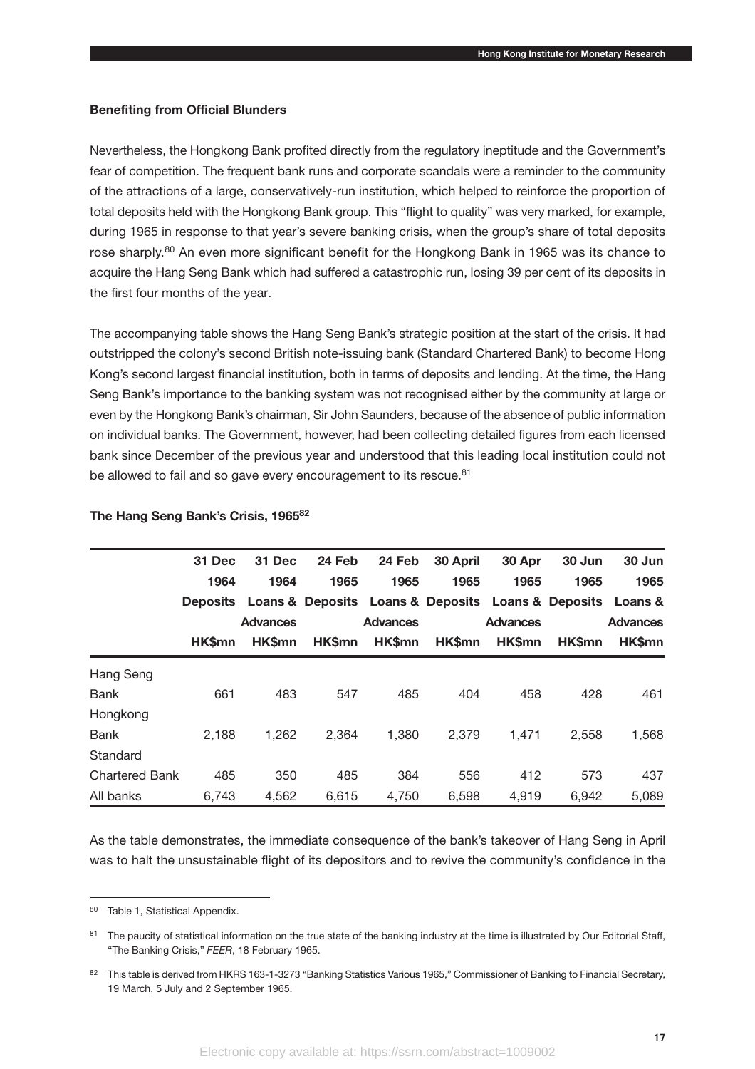### Benefiting from Official Blunders

Nevertheless, the Hongkong Bank profited directly from the regulatory ineptitude and the Government's fear of competition. The frequent bank runs and corporate scandals were a reminder to the community of the attractions of a large, conservatively-run institution, which helped to reinforce the proportion of total deposits held with the Hongkong Bank group. This "flight to quality" was very marked, for example, during 1965 in response to that year's severe banking crisis, when the group's share of total deposits rose sharply.[80] An even more significant benefit for the Hongkong Bank in 1965 was its chance to acquire the Hang Seng Bank which had suffered a catastrophic run, losing 39 per cent of its deposits in the first four months of the year.

The accompanying table shows the Hang Seng Bank's strategic position at the start of the crisis. It had outstripped the colony's second British note-issuing bank (Standard Chartered Bank) to become Hong Kong's second largest financial institution, both in terms of deposits and lending. At the time, the Hang Seng Bank's importance to the banking system was not recognised either by the community at large or even by the Hongkong Bank's chairman, Sir John Saunders, because of the absence of public information on individual banks. The Government, however, had been collecting detailed figures from each licensed bank since December of the previous year and understood that this leading local institution could not be allowed to fail and so gave every encouragement to its rescue.[81]

**The Hang Seng Bank's Crisis, 1965[82]**

| | 31 Dec 1964 Deposits HK$mn | 31 Dec 1964 Loans & Advances HK$mn | 24 Feb 1965 Deposits HK$mn | 24 Feb 1965 Loans & Advances HK$mn | 30 April 1965 Deposits HK$mn | 30 Apr 1965 Loans & Advances HK$mn | 30 Jun 1965 Deposits HK$mn | 30 Jun 1965 Loans & Advances HK$mn |
|---|---|---|---|---|---|---|---|---|
| Hang Seng Bank | 661 | 483 | 547 | 485 | 404 | 458 | 428 | 461 |
| Hongkong Bank | 2,188 | 1,262 | 2,364 | 1,380 | 2,379 | 1,471 | 2,558 | 1,568 |
| Standard Chartered Bank | 485 | 350 | 485 | 384 | 556 | 412 | 573 | 437 |
| All banks | 6,743 | 4,562 | 6,615 | 4,750 | 6,598 | 4,919 | 6,942 | 5,089 |

As the table demonstrates, the immediate consequence of the bank's takeover of Hang Seng in April was to halt the unsustainable flight of its depositors and to revive the community's confidence in the

---

[80] Table 1, Statistical Appendix.

[81] The paucity of statistical information on the true state of the banking industry at the time is illustrated by Our Editorial Staff, "The Banking Crisis," *FEER*, 18 February 1965.

[82] This table is derived from HKRS 163-1-3273 "Banking Statistics Various 1965," Commissioner of Banking to Financial Secretary, 19 March, 5 July and 2 September 1965.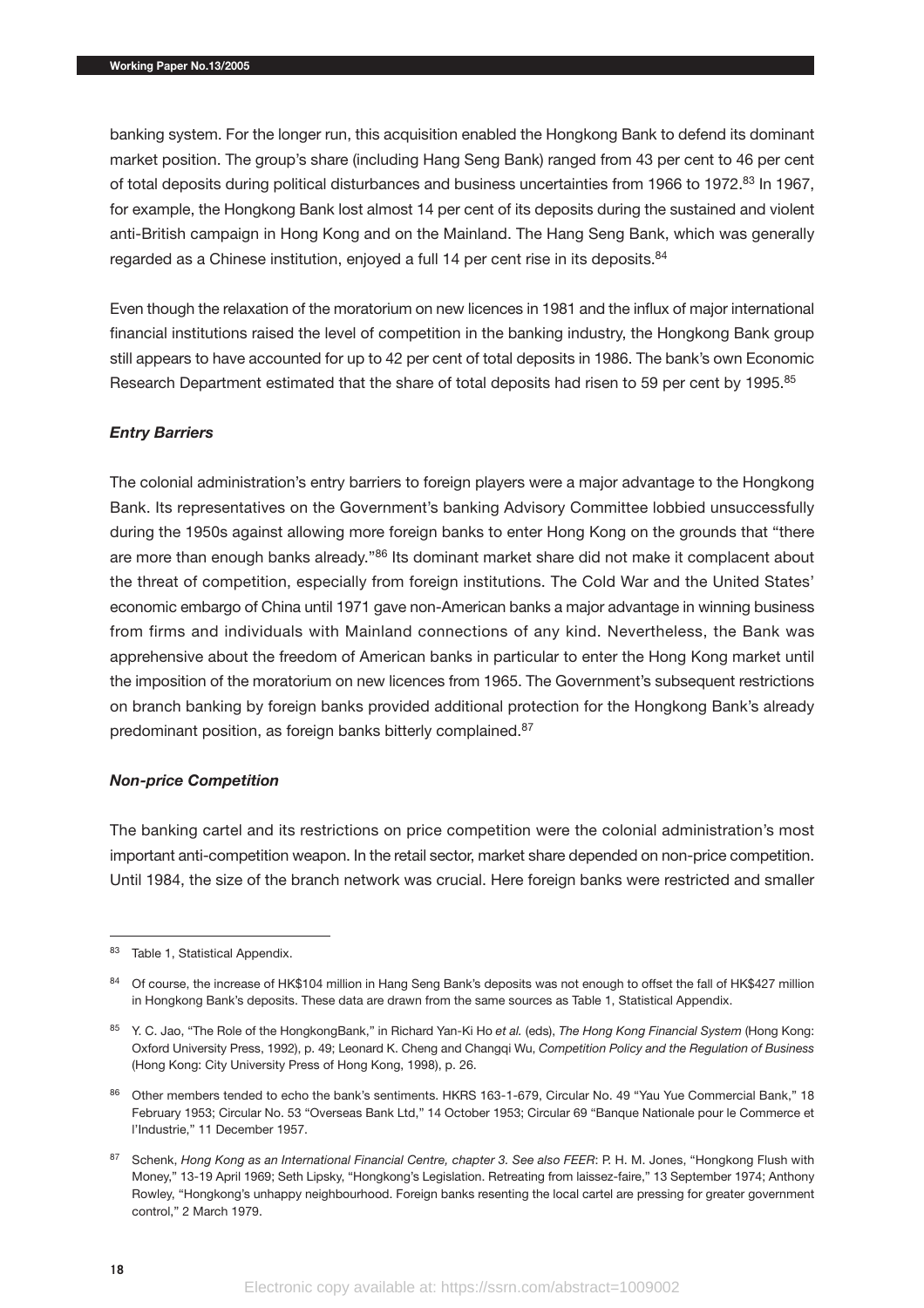banking system. For the longer run, this acquisition enabled the Hongkong Bank to defend its dominant market position. The group's share (including Hang Seng Bank) ranged from 43 per cent to 46 per cent of total deposits during political disturbances and business uncertainties from 1966 to 1972.[83] In 1967, for example, the Hongkong Bank lost almost 14 per cent of its deposits during the sustained and violent anti-British campaign in Hong Kong and on the Mainland. The Hang Seng Bank, which was generally regarded as a Chinese institution, enjoyed a full 14 per cent rise in its deposits.[84]

Even though the relaxation of the moratorium on new licences in 1981 and the influx of major international financial institutions raised the level of competition in the banking industry, the Hongkong Bank group still appears to have accounted for up to 42 per cent of total deposits in 1986. The bank's own Economic Research Department estimated that the share of total deposits had risen to 59 per cent by 1995.[85]

### *Entry Barriers*

The colonial administration's entry barriers to foreign players were a major advantage to the Hongkong Bank. Its representatives on the Government's banking Advisory Committee lobbied unsuccessfully during the 1950s against allowing more foreign banks to enter Hong Kong on the grounds that "there are more than enough banks already."[86] Its dominant market share did not make it complacent about the threat of competition, especially from foreign institutions. The Cold War and the United States' economic embargo of China until 1971 gave non-American banks a major advantage in winning business from firms and individuals with Mainland connections of any kind. Nevertheless, the Bank was apprehensive about the freedom of American banks in particular to enter the Hong Kong market until the imposition of the moratorium on new licences from 1965. The Government's subsequent restrictions on branch banking by foreign banks provided additional protection for the Hongkong Bank's already predominant position, as foreign banks bitterly complained.[87]

### *Non-price Competition*

The banking cartel and its restrictions on price competition were the colonial administration's most important anti-competition weapon. In the retail sector, market share depended on non-price competition. Until 1984, the size of the branch network was crucial. Here foreign banks were restricted and smaller

---

[83] Table 1, Statistical Appendix.

[84] Of course, the increase of HK$104 million in Hang Seng Bank's deposits was not enough to offset the fall of HK$427 million in Hongkong Bank's deposits. These data are drawn from the same sources as Table 1, Statistical Appendix.

[85] Y. C. Jao, "The Role of the HongkongBank," in Richard Yan-Ki Ho *et al.* (eds), *The Hong Kong Financial System* (Hong Kong: Oxford University Press, 1992), p. 49; Leonard K. Cheng and Changqi Wu, *Competition Policy and the Regulation of Business* (Hong Kong: City University Press of Hong Kong, 1998), p. 26.

[86] Other members tended to echo the bank's sentiments. HKRS 163-1-679, Circular No. 49 "Yau Yue Commercial Bank," 18 February 1953; Circular No. 53 "Overseas Bank Ltd," 14 October 1953; Circular 69 "Banque Nationale pour le Commerce et l'Industrie," 11 December 1957.

[87] Schenk, *Hong Kong as an International Financial Centre, chapter 3. See also FEER*: P. H. M. Jones, "Hongkong Flush with Money," 13-19 April 1969; Seth Lipsky, "Hongkong's Legislation. Retreating from laissez-faire," 13 September 1974; Anthony Rowley, "Hongkong's unhappy neighbourhood. Foreign banks resenting the local cartel are pressing for greater government control," 2 March 1979.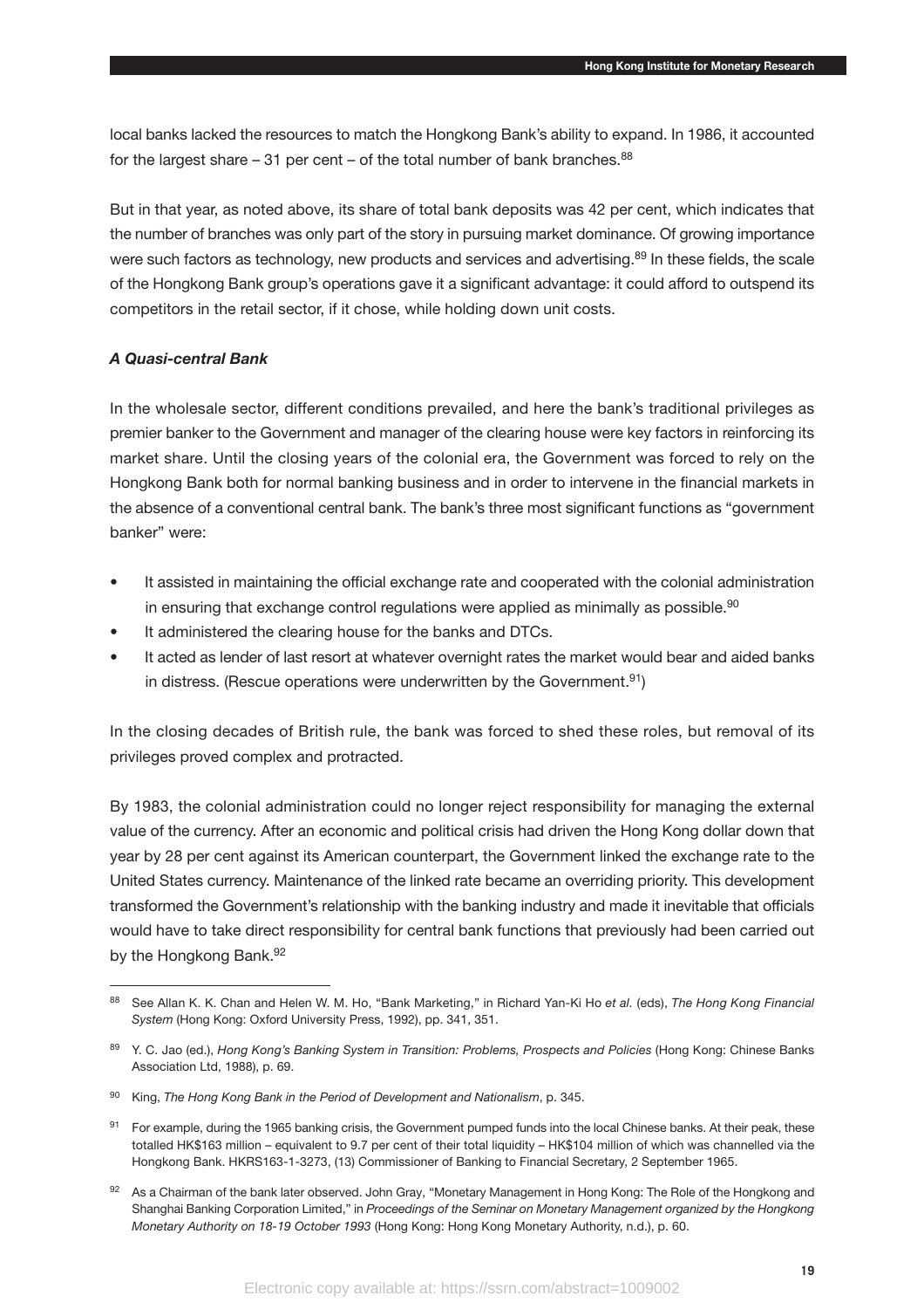local banks lacked the resources to match the Hongkong Bank's ability to expand. In 1986, it accounted for the largest share – 31 per cent – of the total number of bank branches.[88]

But in that year, as noted above, its share of total bank deposits was 42 per cent, which indicates that the number of branches was only part of the story in pursuing market dominance. Of growing importance were such factors as technology, new products and services and advertising.[89] In these fields, the scale of the Hongkong Bank group's operations gave it a significant advantage: it could afford to outspend its competitors in the retail sector, if it chose, while holding down unit costs.

### *A Quasi-central Bank*

In the wholesale sector, different conditions prevailed, and here the bank's traditional privileges as premier banker to the Government and manager of the clearing house were key factors in reinforcing its market share. Until the closing years of the colonial era, the Government was forced to rely on the Hongkong Bank both for normal banking business and in order to intervene in the financial markets in the absence of a conventional central bank. The bank's three most significant functions as "government banker" were:

- It assisted in maintaining the official exchange rate and cooperated with the colonial administration in ensuring that exchange control regulations were applied as minimally as possible.[90]
- It administered the clearing house for the banks and DTCs.
- It acted as lender of last resort at whatever overnight rates the market would bear and aided banks in distress. (Rescue operations were underwritten by the Government.[91])

In the closing decades of British rule, the bank was forced to shed these roles, but removal of its privileges proved complex and protracted.

By 1983, the colonial administration could no longer reject responsibility for managing the external value of the currency. After an economic and political crisis had driven the Hong Kong dollar down that year by 28 per cent against its American counterpart, the Government linked the exchange rate to the United States currency. Maintenance of the linked rate became an overriding priority. This development transformed the Government's relationship with the banking industry and made it inevitable that officials would have to take direct responsibility for central bank functions that previously had been carried out by the Hongkong Bank.[92]

---

[88] See Allan K. K. Chan and Helen W. M. Ho, "Bank Marketing," in Richard Yan-Ki Ho *et al.* (eds), *The Hong Kong Financial System* (Hong Kong: Oxford University Press, 1992), pp. 341, 351.

[89] Y. C. Jao (ed.), *Hong Kong's Banking System in Transition: Problems, Prospects and Policies* (Hong Kong: Chinese Banks Association Ltd, 1988), p. 69.

[90] King, *The Hong Kong Bank in the Period of Development and Nationalism*, p. 345.

[91] For example, during the 1965 banking crisis, the Government pumped funds into the local Chinese banks. At their peak, these totalled HK$163 million – equivalent to 9.7 per cent of their total liquidity – HK$104 million of which was channelled via the Hongkong Bank. HKRS163-1-3273, (13) Commissioner of Banking to Financial Secretary, 2 September 1965.

[92] As a Chairman of the bank later observed. John Gray, "Monetary Management in Hong Kong: The Role of the Hongkong and Shanghai Banking Corporation Limited," in *Proceedings of the Seminar on Monetary Management organized by the Hongkong Monetary Authority on 18-19 October 1993* (Hong Kong: Hong Kong Monetary Authority, n.d.), p. 60.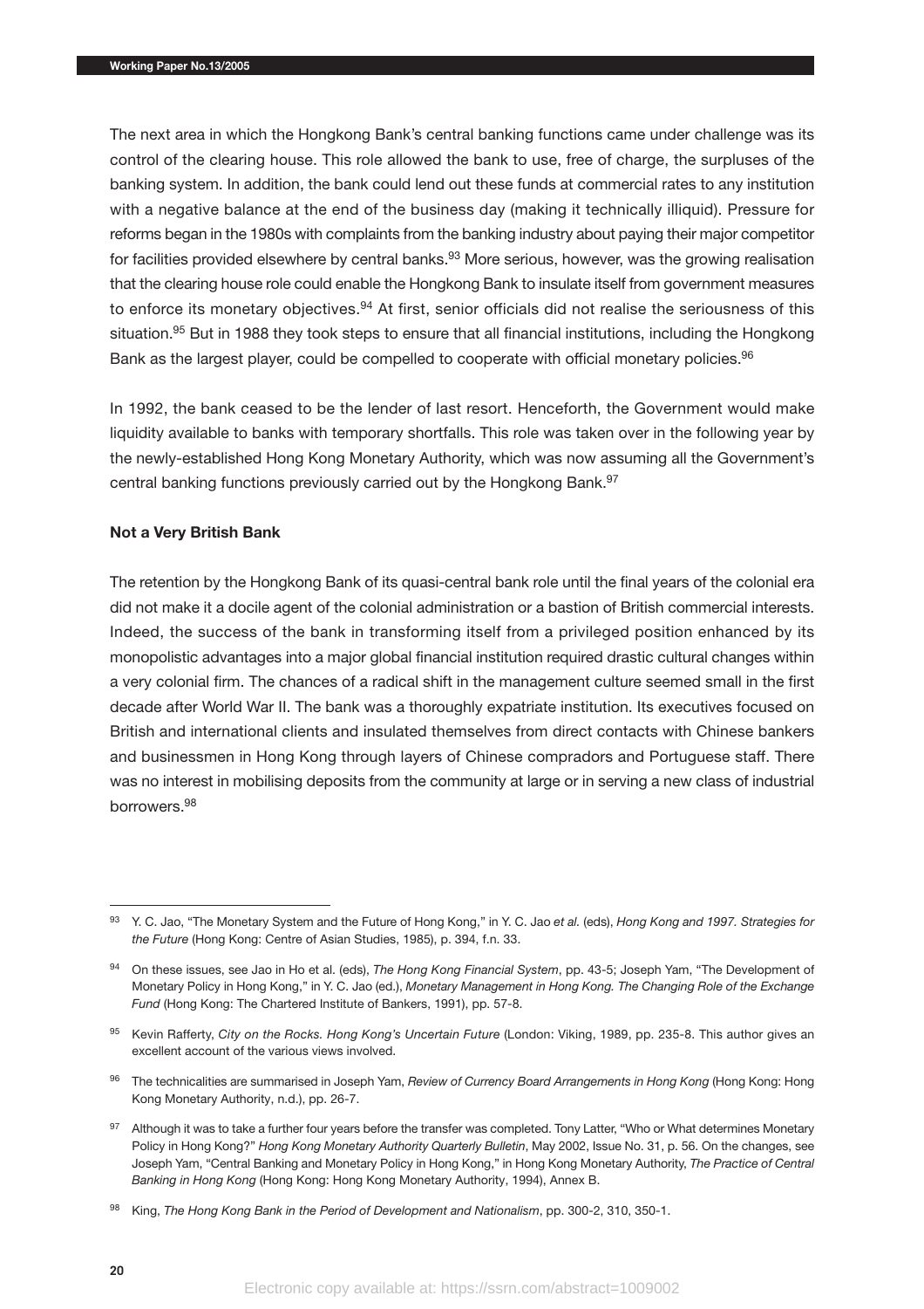The next area in which the Hongkong Bank's central banking functions came under challenge was its control of the clearing house. This role allowed the bank to use, free of charge, the surpluses of the banking system. In addition, the bank could lend out these funds at commercial rates to any institution with a negative balance at the end of the business day (making it technically illiquid). Pressure for reforms began in the 1980s with complaints from the banking industry about paying their major competitor for facilities provided elsewhere by central banks.[93] More serious, however, was the growing realisation that the clearing house role could enable the Hongkong Bank to insulate itself from government measures to enforce its monetary objectives.[94] At first, senior officials did not realise the seriousness of this situation.[95] But in 1988 they took steps to ensure that all financial institutions, including the Hongkong Bank as the largest player, could be compelled to cooperate with official monetary policies.[96]

In 1992, the bank ceased to be the lender of last resort. Henceforth, the Government would make liquidity available to banks with temporary shortfalls. This role was taken over in the following year by the newly-established Hong Kong Monetary Authority, which was now assuming all the Government's central banking functions previously carried out by the Hongkong Bank.[97]

### Not a Very British Bank

The retention by the Hongkong Bank of its quasi-central bank role until the final years of the colonial era did not make it a docile agent of the colonial administration or a bastion of British commercial interests. Indeed, the success of the bank in transforming itself from a privileged position enhanced by its monopolistic advantages into a major global financial institution required drastic cultural changes within a very colonial firm. The chances of a radical shift in the management culture seemed small in the first decade after World War II. The bank was a thoroughly expatriate institution. Its executives focused on British and international clients and insulated themselves from direct contacts with Chinese bankers and businessmen in Hong Kong through layers of Chinese compradors and Portuguese staff. There was no interest in mobilising deposits from the community at large or in serving a new class of industrial borrowers.[98]

---

[93] Y. C. Jao, "The Monetary System and the Future of Hong Kong," in Y. C. Jao *et al.* (eds), *Hong Kong and 1997. Strategies for the Future* (Hong Kong: Centre of Asian Studies, 1985), p. 394, f.n. 33.

[94] On these issues, see Jao in Ho et al. (eds), *The Hong Kong Financial System*, pp. 43-5; Joseph Yam, "The Development of Monetary Policy in Hong Kong," in Y. C. Jao (ed.), *Monetary Management in Hong Kong. The Changing Role of the Exchange Fund* (Hong Kong: The Chartered Institute of Bankers, 1991), pp. 57-8.

[95] Kevin Rafferty, *City on the Rocks. Hong Kong's Uncertain Future* (London: Viking, 1989, pp. 235-8. This author gives an excellent account of the various views involved.

[96] The technicalities are summarised in Joseph Yam, *Review of Currency Board Arrangements in Hong Kong* (Hong Kong: Hong Kong Monetary Authority, n.d.), pp. 26-7.

[97] Although it was to take a further four years before the transfer was completed. Tony Latter, "Who or What determines Monetary Policy in Hong Kong?" *Hong Kong Monetary Authority Quarterly Bulletin*, May 2002, Issue No. 31, p. 56. On the changes, see Joseph Yam, "Central Banking and Monetary Policy in Hong Kong," in Hong Kong Monetary Authority, *The Practice of Central Banking in Hong Kong* (Hong Kong: Hong Kong Monetary Authority, 1994), Annex B.

[98] King, *The Hong Kong Bank in the Period of Development and Nationalism*, pp. 300-2, 310, 350-1.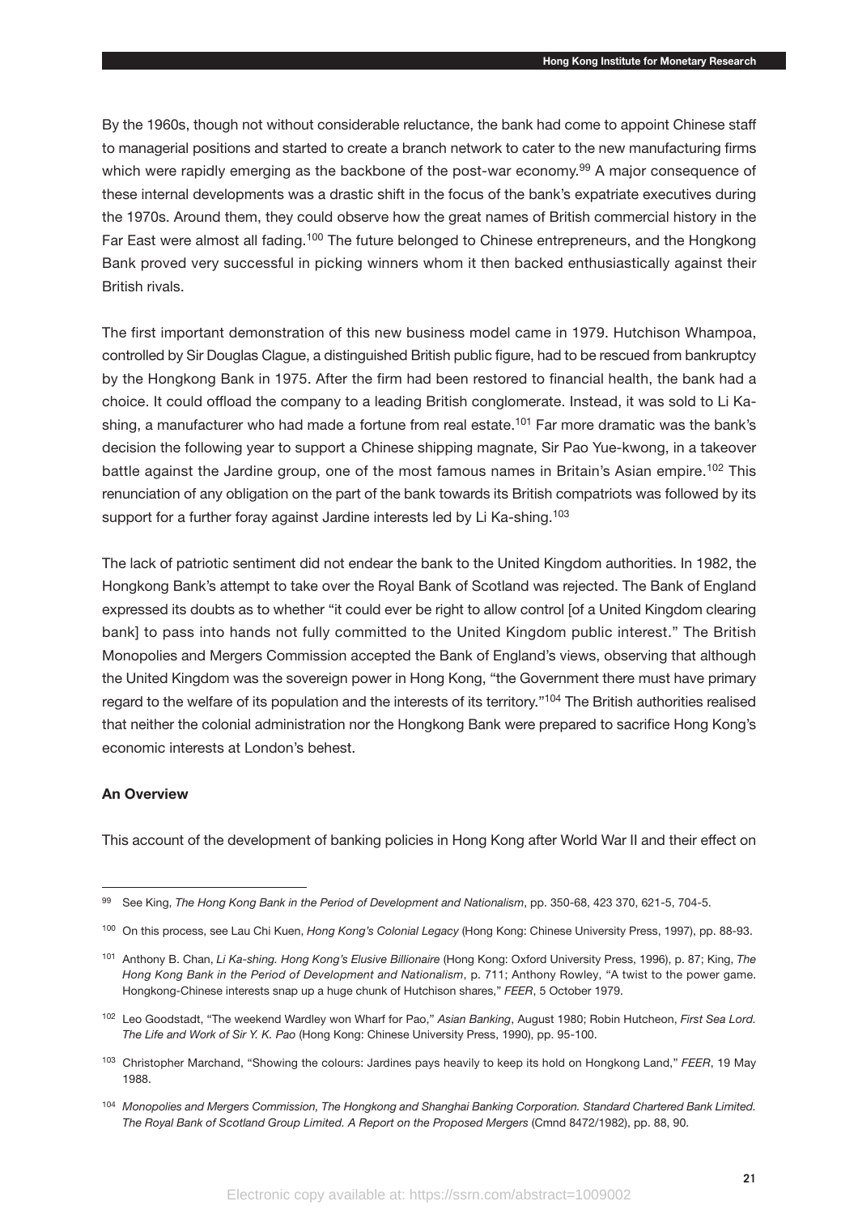By the 1960s, though not without considerable reluctance, the bank had come to appoint Chinese staff to managerial positions and started to create a branch network to cater to the new manufacturing firms which were rapidly emerging as the backbone of the post-war economy.[99] A major consequence of these internal developments was a drastic shift in the focus of the bank's expatriate executives during the 1970s. Around them, they could observe how the great names of British commercial history in the Far East were almost all fading.[100] The future belonged to Chinese entrepreneurs, and the Hongkong Bank proved very successful in picking winners whom it then backed enthusiastically against their British rivals.

The first important demonstration of this new business model came in 1979. Hutchison Whampoa, controlled by Sir Douglas Clague, a distinguished British public figure, had to be rescued from bankruptcy by the Hongkong Bank in 1975. After the firm had been restored to financial health, the bank had a choice. It could offload the company to a leading British conglomerate. Instead, it was sold to Li Ka-shing, a manufacturer who had made a fortune from real estate.[101] Far more dramatic was the bank's decision the following year to support a Chinese shipping magnate, Sir Pao Yue-kwong, in a takeover battle against the Jardine group, one of the most famous names in Britain's Asian empire.[102] This renunciation of any obligation on the part of the bank towards its British compatriots was followed by its support for a further foray against Jardine interests led by Li Ka-shing.[103]

The lack of patriotic sentiment did not endear the bank to the United Kingdom authorities. In 1982, the Hongkong Bank's attempt to take over the Royal Bank of Scotland was rejected. The Bank of England expressed its doubts as to whether "it could ever be right to allow control [of a United Kingdom clearing bank] to pass into hands not fully committed to the United Kingdom public interest." The British Monopolies and Mergers Commission accepted the Bank of England's views, observing that although the United Kingdom was the sovereign power in Hong Kong, "the Government there must have primary regard to the welfare of its population and the interests of its territory."[104] The British authorities realised that neither the colonial administration nor the Hongkong Bank were prepared to sacrifice Hong Kong's economic interests at London's behest.

### An Overview

This account of the development of banking policies in Hong Kong after World War II and their effect on

---

[99] See King, *The Hong Kong Bank in the Period of Development and Nationalism*, pp. 350-68, 423 370, 621-5, 704-5.

[100] On this process, see Lau Chi Kuen, *Hong Kong's Colonial Legacy* (Hong Kong: Chinese University Press, 1997), pp. 88-93.

[101] Anthony B. Chan, *Li Ka-shing. Hong Kong's Elusive Billionaire* (Hong Kong: Oxford University Press, 1996), p. 87; King, *The Hong Kong Bank in the Period of Development and Nationalism*, p. 711; Anthony Rowley, "A twist to the power game. Hongkong-Chinese interests snap up a huge chunk of Hutchison shares," *FEER*, 5 October 1979.

[102] Leo Goodstadt, "The weekend Wardley won Wharf for Pao," *Asian Banking*, August 1980; Robin Hutcheon, *First Sea Lord. The Life and Work of Sir Y. K. Pao* (Hong Kong: Chinese University Press, 1990), pp. 95-100.

[103] Christopher Marchand, "Showing the colours: Jardines pays heavily to keep its hold on Hongkong Land," *FEER*, 19 May 1988.

[104] *Monopolies and Mergers Commission, The Hongkong and Shanghai Banking Corporation. Standard Chartered Bank Limited. The Royal Bank of Scotland Group Limited. A Report on the Proposed Mergers* (Cmnd 8472/1982), pp. 88, 90.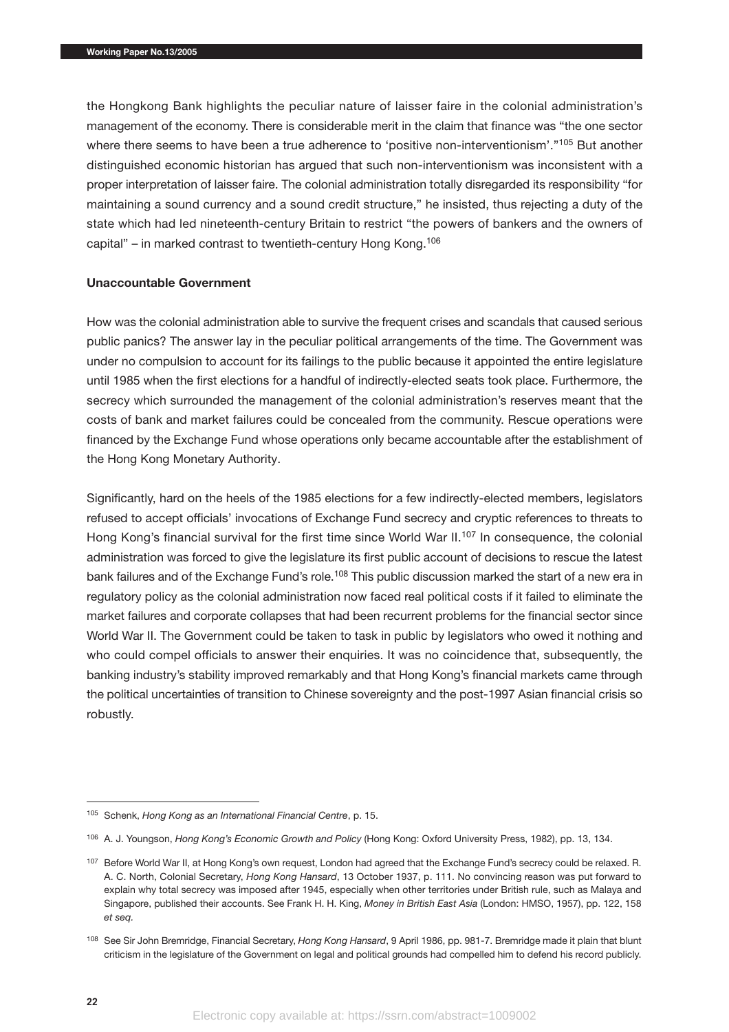the Hongkong Bank highlights the peculiar nature of laisser faire in the colonial administration's management of the economy. There is considerable merit in the claim that finance was "the one sector where there seems to have been a true adherence to 'positive non-interventionism'."[105] But another distinguished economic historian has argued that such non-interventionism was inconsistent with a proper interpretation of laisser faire. The colonial administration totally disregarded its responsibility "for maintaining a sound currency and a sound credit structure," he insisted, thus rejecting a duty of the state which had led nineteenth-century Britain to restrict "the powers of bankers and the owners of capital" – in marked contrast to twentieth-century Hong Kong.[106]

**Unaccountable Government**

How was the colonial administration able to survive the frequent crises and scandals that caused serious public panics? The answer lay in the peculiar political arrangements of the time. The Government was under no compulsion to account for its failings to the public because it appointed the entire legislature until 1985 when the first elections for a handful of indirectly-elected seats took place. Furthermore, the secrecy which surrounded the management of the colonial administration's reserves meant that the costs of bank and market failures could be concealed from the community. Rescue operations were financed by the Exchange Fund whose operations only became accountable after the establishment of the Hong Kong Monetary Authority.

Significantly, hard on the heels of the 1985 elections for a few indirectly-elected members, legislators refused to accept officials' invocations of Exchange Fund secrecy and cryptic references to threats to Hong Kong's financial survival for the first time since World War II.[107] In consequence, the colonial administration was forced to give the legislature its first public account of decisions to rescue the latest bank failures and of the Exchange Fund's role.[108] This public discussion marked the start of a new era in regulatory policy as the colonial administration now faced real political costs if it failed to eliminate the market failures and corporate collapses that had been recurrent problems for the financial sector since World War II. The Government could be taken to task in public by legislators who owed it nothing and who could compel officials to answer their enquiries. It was no coincidence that, subsequently, the banking industry's stability improved remarkably and that Hong Kong's financial markets came through the political uncertainties of transition to Chinese sovereignty and the post-1997 Asian financial crisis so robustly.

---

[105] Schenk, *Hong Kong as an International Financial Centre*, p. 15.

[106] A. J. Youngson, *Hong Kong's Economic Growth and Policy* (Hong Kong: Oxford University Press, 1982), pp. 13, 134.

[107] Before World War II, at Hong Kong's own request, London had agreed that the Exchange Fund's secrecy could be relaxed. R. A. C. North, Colonial Secretary, *Hong Kong Hansard*, 13 October 1937, p. 111. No convincing reason was put forward to explain why total secrecy was imposed after 1945, especially when other territories under British rule, such as Malaya and Singapore, published their accounts. See Frank H. H. King, *Money in British East Asia* (London: HMSO, 1957), pp. 122, 158 *et seq.*

[108] See Sir John Bremridge, Financial Secretary, *Hong Kong Hansard*, 9 April 1986, pp. 981-7. Bremridge made it plain that blunt criticism in the legislature of the Government on legal and political grounds had compelled him to defend his record publicly.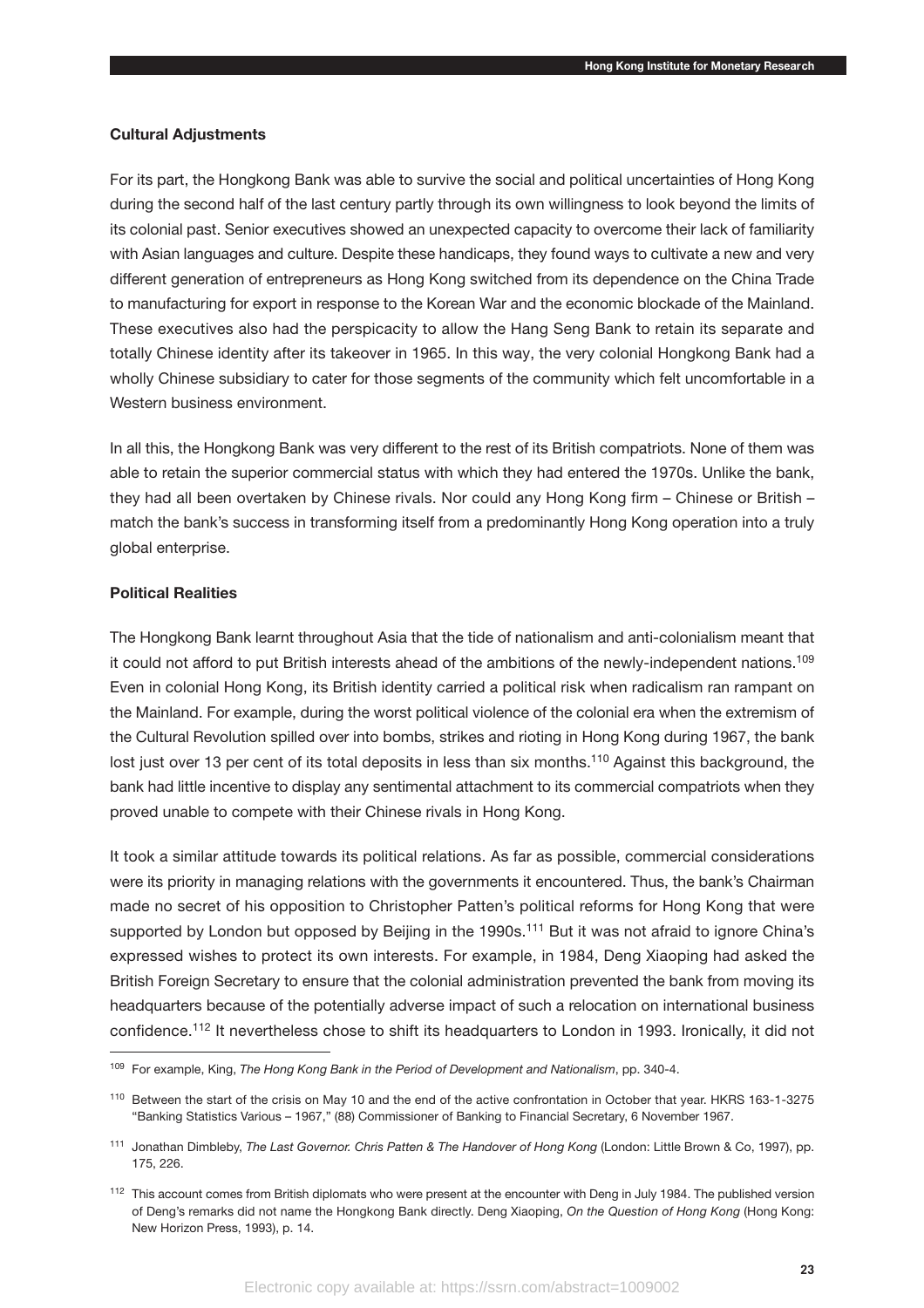### Cultural Adjustments

For its part, the Hongkong Bank was able to survive the social and political uncertainties of Hong Kong during the second half of the last century partly through its own willingness to look beyond the limits of its colonial past. Senior executives showed an unexpected capacity to overcome their lack of familiarity with Asian languages and culture. Despite these handicaps, they found ways to cultivate a new and very different generation of entrepreneurs as Hong Kong switched from its dependence on the China Trade to manufacturing for export in response to the Korean War and the economic blockade of the Mainland. These executives also had the perspicacity to allow the Hang Seng Bank to retain its separate and totally Chinese identity after its takeover in 1965. In this way, the very colonial Hongkong Bank had a wholly Chinese subsidiary to cater for those segments of the community which felt uncomfortable in a Western business environment.

In all this, the Hongkong Bank was very different to the rest of its British compatriots. None of them was able to retain the superior commercial status with which they had entered the 1970s. Unlike the bank, they had all been overtaken by Chinese rivals. Nor could any Hong Kong firm – Chinese or British – match the bank's success in transforming itself from a predominantly Hong Kong operation into a truly global enterprise.

### Political Realities

The Hongkong Bank learnt throughout Asia that the tide of nationalism and anti-colonialism meant that it could not afford to put British interests ahead of the ambitions of the newly-independent nations.[109] Even in colonial Hong Kong, its British identity carried a political risk when radicalism ran rampant on the Mainland. For example, during the worst political violence of the colonial era when the extremism of the Cultural Revolution spilled over into bombs, strikes and rioting in Hong Kong during 1967, the bank lost just over 13 per cent of its total deposits in less than six months.[110] Against this background, the bank had little incentive to display any sentimental attachment to its commercial compatriots when they proved unable to compete with their Chinese rivals in Hong Kong.

It took a similar attitude towards its political relations. As far as possible, commercial considerations were its priority in managing relations with the governments it encountered. Thus, the bank's Chairman made no secret of his opposition to Christopher Patten's political reforms for Hong Kong that were supported by London but opposed by Beijing in the 1990s.[111] But it was not afraid to ignore China's expressed wishes to protect its own interests. For example, in 1984, Deng Xiaoping had asked the British Foreign Secretary to ensure that the colonial administration prevented the bank from moving its headquarters because of the potentially adverse impact of such a relocation on international business confidence.[112] It nevertheless chose to shift its headquarters to London in 1993. Ironically, it did not

---

[109] For example, King, *The Hong Kong Bank in the Period of Development and Nationalism*, pp. 340-4.

[110] Between the start of the crisis on May 10 and the end of the active confrontation in October that year. HKRS 163-1-3275 "Banking Statistics Various – 1967," (88) Commissioner of Banking to Financial Secretary, 6 November 1967.

[111] Jonathan Dimbleby, *The Last Governor. Chris Patten & The Handover of Hong Kong* (London: Little Brown & Co, 1997), pp. 175, 226.

[112] This account comes from British diplomats who were present at the encounter with Deng in July 1984. The published version of Deng's remarks did not name the Hongkong Bank directly. Deng Xiaoping, *On the Question of Hong Kong* (Hong Kong: New Horizon Press, 1993), p. 14.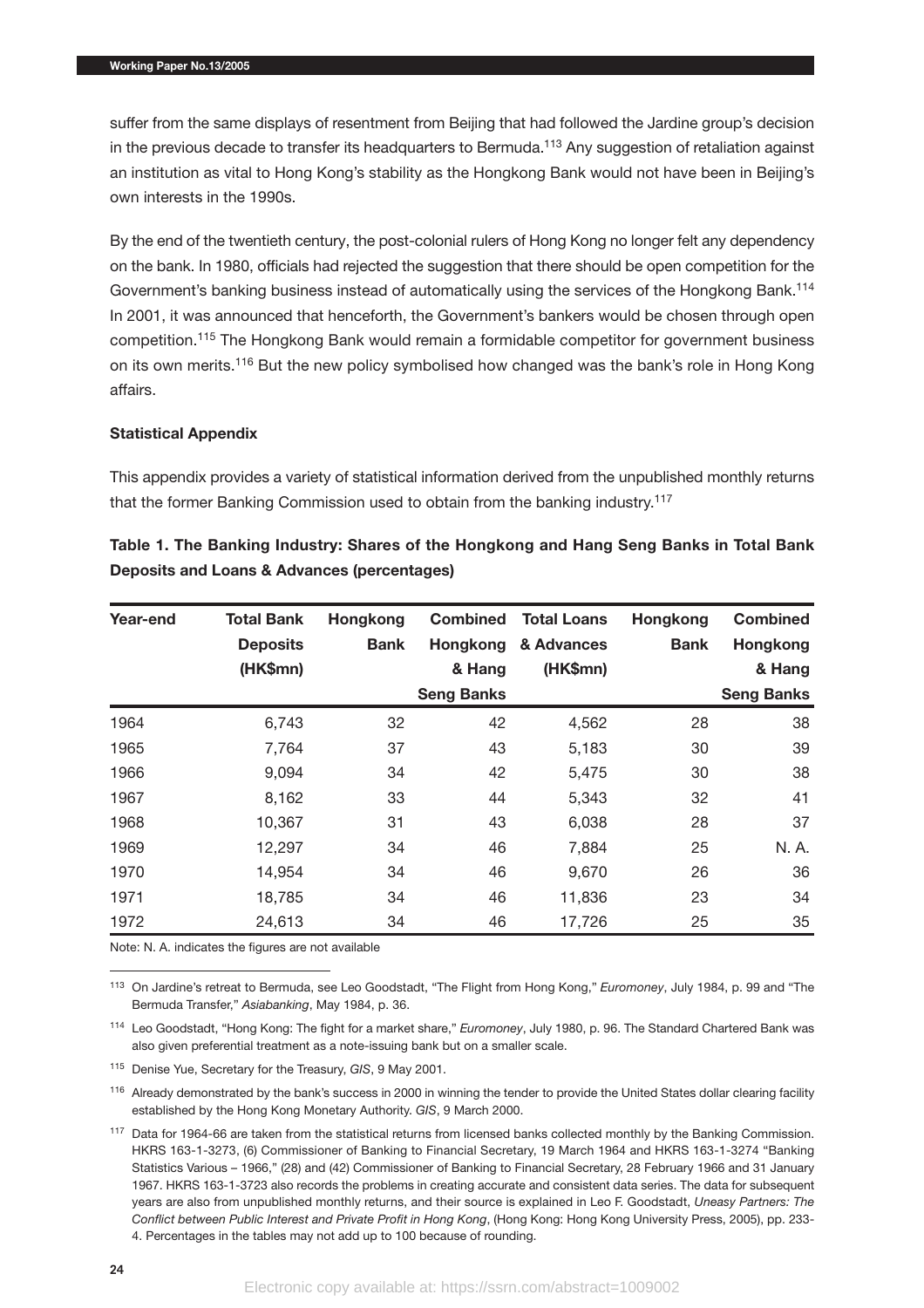suffer from the same displays of resentment from Beijing that had followed the Jardine group's decision in the previous decade to transfer its headquarters to Bermuda.[113] Any suggestion of retaliation against an institution as vital to Hong Kong's stability as the Hongkong Bank would not have been in Beijing's own interests in the 1990s.

By the end of the twentieth century, the post-colonial rulers of Hong Kong no longer felt any dependency on the bank. In 1980, officials had rejected the suggestion that there should be open competition for the Government's banking business instead of automatically using the services of the Hongkong Bank.[114] In 2001, it was announced that henceforth, the Government's bankers would be chosen through open competition.[115] The Hongkong Bank would remain a formidable competitor for government business on its own merits.[116] But the new policy symbolised how changed was the bank's role in Hong Kong affairs.

**Statistical Appendix**

This appendix provides a variety of statistical information derived from the unpublished monthly returns that the former Banking Commission used to obtain from the banking industry.[117]

**Table 1. The Banking Industry: Shares of the Hongkong and Hang Seng Banks in Total Bank Deposits and Loans & Advances (percentages)**

| Year-end | Total Bank Deposits (HK$mn) | Hongkong Bank | Combined Hongkong & Hang Seng Banks | Total Loans & Advances (HK$mn) | Hongkong Bank | Combined Hongkong & Hang Seng Banks |
|---|---|---|---|---|---|---|
| 1964 | 6,743 | 32 | 42 | 4,562 | 28 | 38 |
| 1965 | 7,764 | 37 | 43 | 5,183 | 30 | 39 |
| 1966 | 9,094 | 34 | 42 | 5,475 | 30 | 38 |
| 1967 | 8,162 | 33 | 44 | 5,343 | 32 | 41 |
| 1968 | 10,367 | 31 | 43 | 6,038 | 28 | 37 |
| 1969 | 12,297 | 34 | 46 | 7,884 | 25 | N. A. |
| 1970 | 14,954 | 34 | 46 | 9,670 | 26 | 36 |
| 1971 | 18,785 | 34 | 46 | 11,836 | 23 | 34 |
| 1972 | 24,613 | 34 | 46 | 17,726 | 25 | 35 |

Note: N. A. indicates the figures are not available

[113] On Jardine's retreat to Bermuda, see Leo Goodstadt, "The Flight from Hong Kong," *Euromoney*, July 1984, p. 99 and "The Bermuda Transfer," *Asiabanking*, May 1984, p. 36.

[114] Leo Goodstadt, "Hong Kong: The fight for a market share," *Euromoney*, July 1980, p. 96. The Standard Chartered Bank was also given preferential treatment as a note-issuing bank but on a smaller scale.

[115] Denise Yue, Secretary for the Treasury, *GIS*, 9 May 2001.

[116] Already demonstrated by the bank's success in 2000 in winning the tender to provide the United States dollar clearing facility established by the Hong Kong Monetary Authority. *GIS*, 9 March 2000.

[117] Data for 1964-66 are taken from the statistical returns from licensed banks collected monthly by the Banking Commission. HKRS 163-1-3273, (6) Commissioner of Banking to Financial Secretary, 19 March 1964 and HKRS 163-1-3274 "Banking Statistics Various – 1966," (28) and (42) Commissioner of Banking to Financial Secretary, 28 February 1966 and 31 January 1967. HKRS 163-1-3723 also records the problems in creating accurate and consistent data series. The data for subsequent years are also from unpublished monthly returns, and their source is explained in Leo F. Goodstadt, *Uneasy Partners: The Conflict between Public Interest and Private Profit in Hong Kong*, (Hong Kong: Hong Kong University Press, 2005), pp. 233-4. Percentages in the tables may not add up to 100 because of rounding.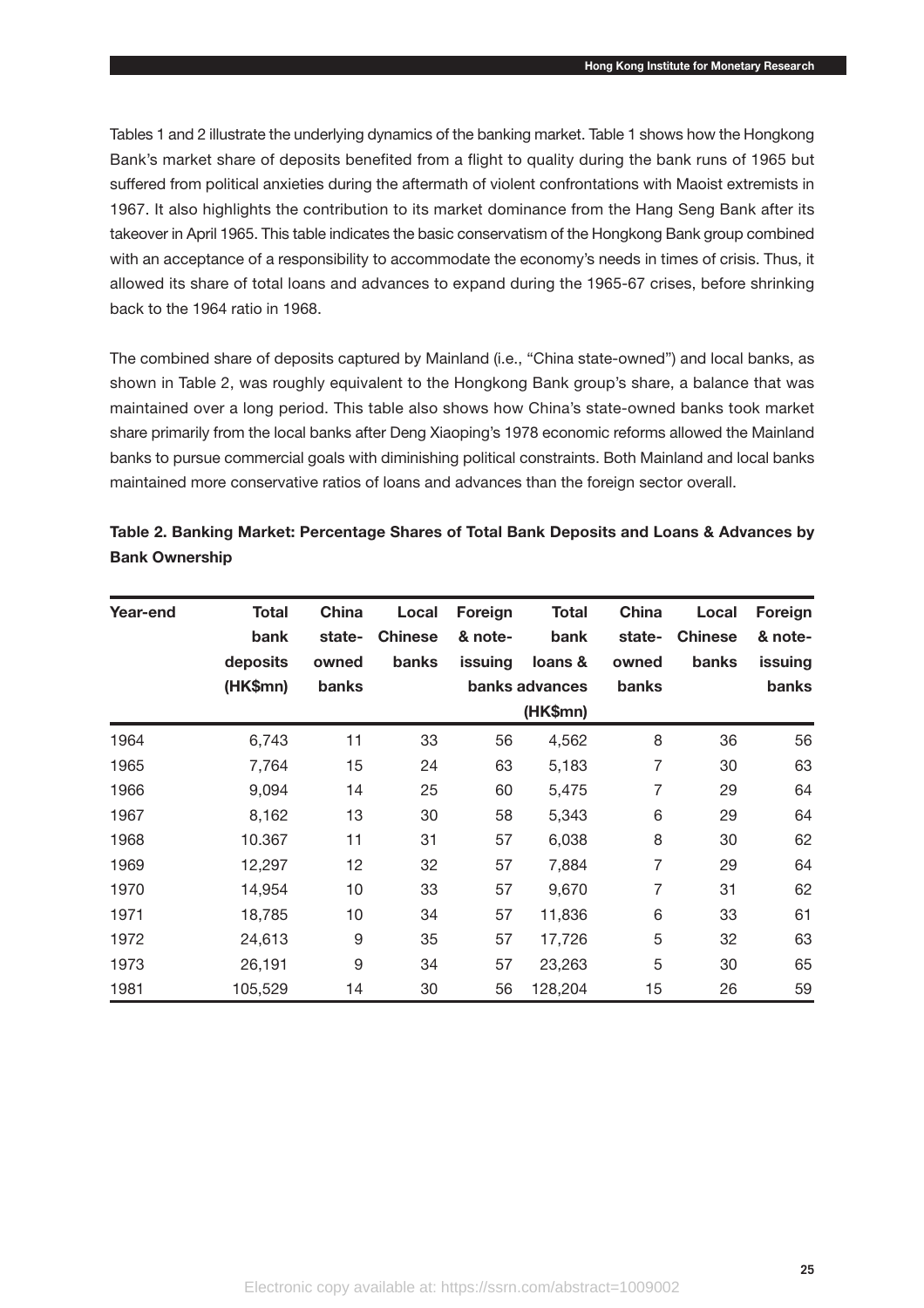Tables 1 and 2 illustrate the underlying dynamics of the banking market. Table 1 shows how the Hongkong Bank's market share of deposits benefited from a flight to quality during the bank runs of 1965 but suffered from political anxieties during the aftermath of violent confrontations with Maoist extremists in 1967. It also highlights the contribution to its market dominance from the Hang Seng Bank after its takeover in April 1965. This table indicates the basic conservatism of the Hongkong Bank group combined with an acceptance of a responsibility to accommodate the economy's needs in times of crisis. Thus, it allowed its share of total loans and advances to expand during the 1965-67 crises, before shrinking back to the 1964 ratio in 1968.

The combined share of deposits captured by Mainland (i.e., "China state-owned") and local banks, as shown in Table 2, was roughly equivalent to the Hongkong Bank group's share, a balance that was maintained over a long period. This table also shows how China's state-owned banks took market share primarily from the local banks after Deng Xiaoping's 1978 economic reforms allowed the Mainland banks to pursue commercial goals with diminishing political constraints. Both Mainland and local banks maintained more conservative ratios of loans and advances than the foreign sector overall.

**Table 2. Banking Market: Percentage Shares of Total Bank Deposits and Loans & Advances by Bank Ownership**

| Year-end | Total bank deposits (HK$mn) | China state-owned banks | Local Chinese banks | Foreign & note-issuing banks | Total bank loans & advances (HK$mn) | China state-owned banks | Local Chinese banks | Foreign & note-issuing banks |
|---|---|---|---|---|---|---|---|---|
| 1964 | 6,743 | 11 | 33 | 56 | 4,562 | 8 | 36 | 56 |
| 1965 | 7,764 | 15 | 24 | 63 | 5,183 | 7 | 30 | 63 |
| 1966 | 9,094 | 14 | 25 | 60 | 5,475 | 7 | 29 | 64 |
| 1967 | 8,162 | 13 | 30 | 58 | 5,343 | 6 | 29 | 64 |
| 1968 | 10.367 | 11 | 31 | 57 | 6,038 | 8 | 30 | 62 |
| 1969 | 12,297 | 12 | 32 | 57 | 7,884 | 7 | 29 | 64 |
| 1970 | 14,954 | 10 | 33 | 57 | 9,670 | 7 | 31 | 62 |
| 1971 | 18,785 | 10 | 34 | 57 | 11,836 | 6 | 33 | 61 |
| 1972 | 24,613 | 9 | 35 | 57 | 17,726 | 5 | 32 | 63 |
| 1973 | 26,191 | 9 | 34 | 57 | 23,263 | 5 | 30 | 65 |
| 1981 | 105,529 | 14 | 30 | 56 | 128,204 | 15 | 26 | 59 |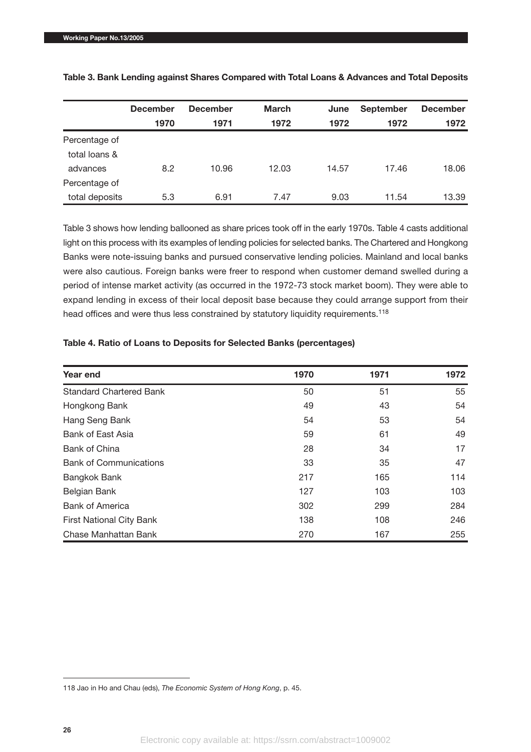**Table 3. Bank Lending against Shares Compared with Total Loans & Advances and Total Deposits**

| | December 1970 | December 1971 | March 1972 | June 1972 | September 1972 | December 1972 |
|---|---|---|---|---|---|---|
| Percentage of total loans & advances | 8.2 | 10.96 | 12.03 | 14.57 | 17.46 | 18.06 |
| Percentage of total deposits | 5.3 | 6.91 | 7.47 | 9.03 | 11.54 | 13.39 |

Table 3 shows how lending ballooned as share prices took off in the early 1970s. Table 4 casts additional light on this process with its examples of lending policies for selected banks. The Chartered and Hongkong Banks were note-issuing banks and pursued conservative lending policies. Mainland and local banks were also cautious. Foreign banks were freer to respond when customer demand swelled during a period of intense market activity (as occurred in the 1972-73 stock market boom). They were able to expand lending in excess of their local deposit base because they could arrange support from their head offices and were thus less constrained by statutory liquidity requirements.[118]

**Table 4. Ratio of Loans to Deposits for Selected Banks (percentages)**

| Year end | 1970 | 1971 | 1972 |
|---|---|---|---|
| Standard Chartered Bank | 50 | 51 | 55 |
| Hongkong Bank | 49 | 43 | 54 |
| Hang Seng Bank | 54 | 53 | 54 |
| Bank of East Asia | 59 | 61 | 49 |
| Bank of China | 28 | 34 | 17 |
| Bank of Communications | 33 | 35 | 47 |
| Bangkok Bank | 217 | 165 | 114 |
| Belgian Bank | 127 | 103 | 103 |
| Bank of America | 302 | 299 | 284 |
| First National City Bank | 138 | 108 | 246 |
| Chase Manhattan Bank | 270 | 167 | 255 |

118 Jao in Ho and Chau (eds), *The Economic System of Hong Kong*, p. 45.